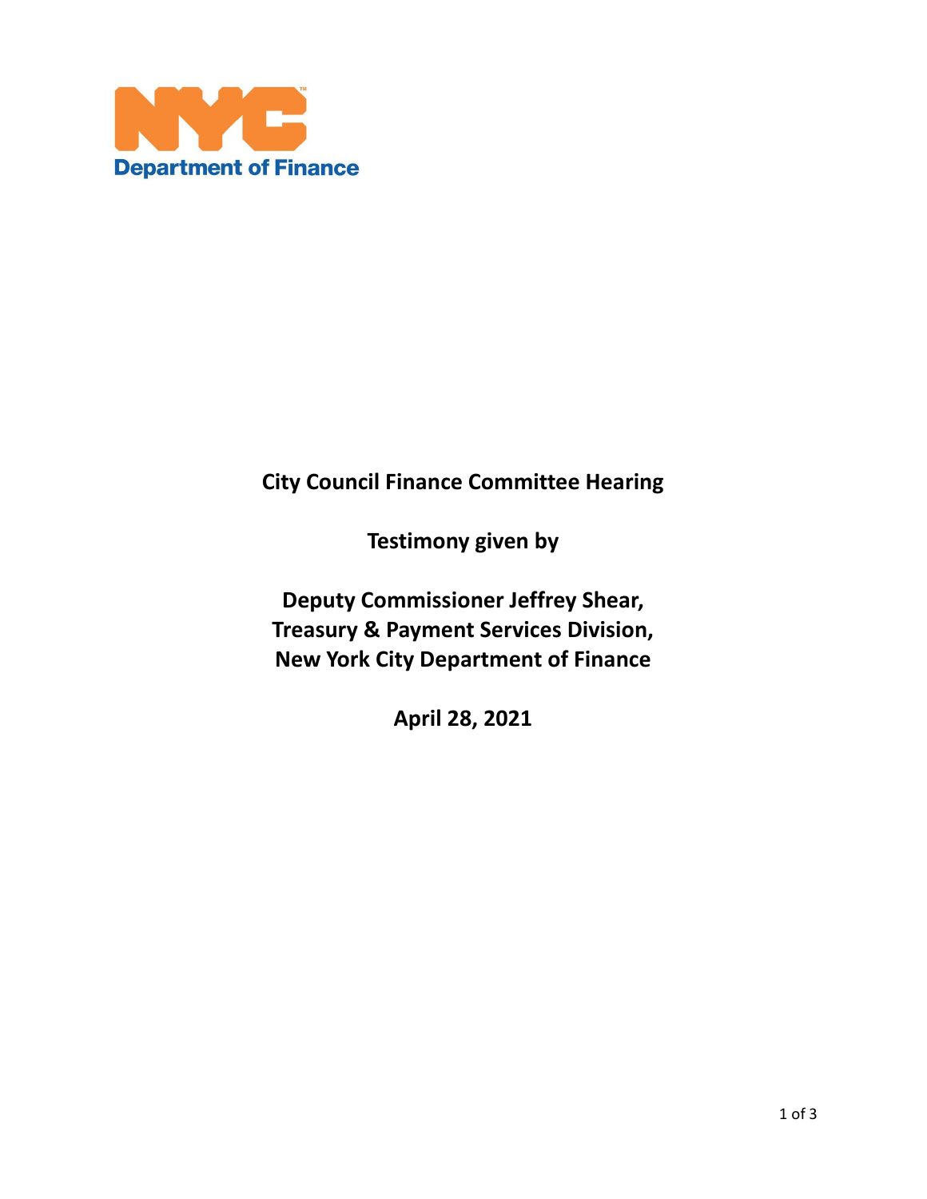NYC Department of Finance

**City Council Finance Committee Hearing**

**Testimony given by**

**Deputy Commissioner Jeffrey Shear,**
**Treasury & Payment Services Division,**
**New York City Department of Finance**

**April 28, 2021**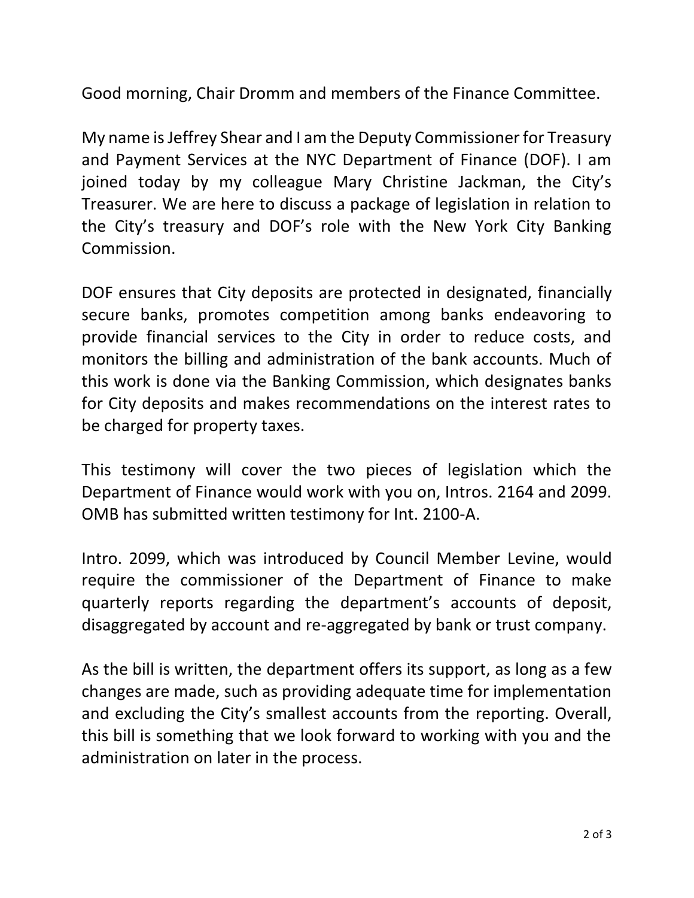Good morning, Chair Dromm and members of the Finance Committee.

My name is Jeffrey Shear and I am the Deputy Commissioner for Treasury and Payment Services at the NYC Department of Finance (DOF). I am joined today by my colleague Mary Christine Jackman, the City's Treasurer. We are here to discuss a package of legislation in relation to the City's treasury and DOF's role with the New York City Banking Commission.

DOF ensures that City deposits are protected in designated, financially secure banks, promotes competition among banks endeavoring to provide financial services to the City in order to reduce costs, and monitors the billing and administration of the bank accounts. Much of this work is done via the Banking Commission, which designates banks for City deposits and makes recommendations on the interest rates to be charged for property taxes.

This testimony will cover the two pieces of legislation which the Department of Finance would work with you on, Intros. 2164 and 2099. OMB has submitted written testimony for Int. 2100-A.

Intro. 2099, which was introduced by Council Member Levine, would require the commissioner of the Department of Finance to make quarterly reports regarding the department's accounts of deposit, disaggregated by account and re-aggregated by bank or trust company.

As the bill is written, the department offers its support, as long as a few changes are made, such as providing adequate time for implementation and excluding the City's smallest accounts from the reporting. Overall, this bill is something that we look forward to working with you and the administration on later in the process.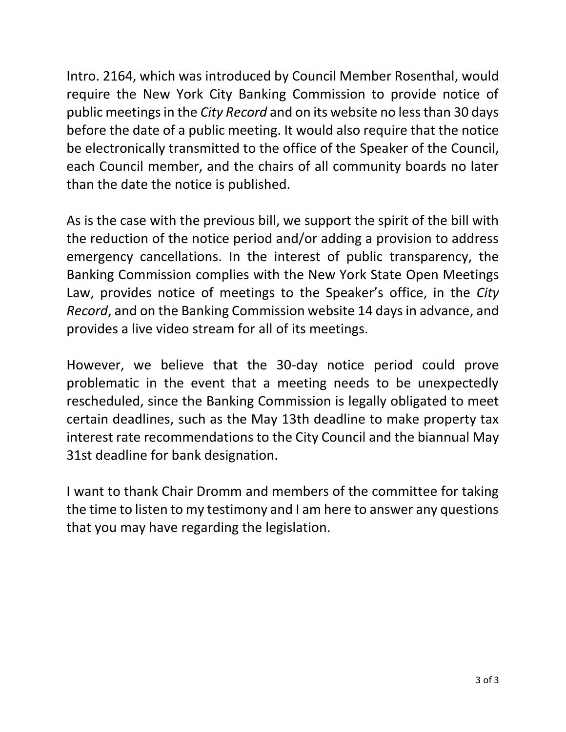Intro. 2164, which was introduced by Council Member Rosenthal, would require the New York City Banking Commission to provide notice of public meetings in the *City Record* and on its website no less than 30 days before the date of a public meeting. It would also require that the notice be electronically transmitted to the office of the Speaker of the Council, each Council member, and the chairs of all community boards no later than the date the notice is published.

As is the case with the previous bill, we support the spirit of the bill with the reduction of the notice period and/or adding a provision to address emergency cancellations. In the interest of public transparency, the Banking Commission complies with the New York State Open Meetings Law, provides notice of meetings to the Speaker's office, in the *City Record*, and on the Banking Commission website 14 days in advance, and provides a live video stream for all of its meetings.

However, we believe that the 30-day notice period could prove problematic in the event that a meeting needs to be unexpectedly rescheduled, since the Banking Commission is legally obligated to meet certain deadlines, such as the May 13th deadline to make property tax interest rate recommendations to the City Council and the biannual May 31st deadline for bank designation.

I want to thank Chair Dromm and members of the committee for taking the time to listen to my testimony and I am here to answer any questions that you may have regarding the legislation.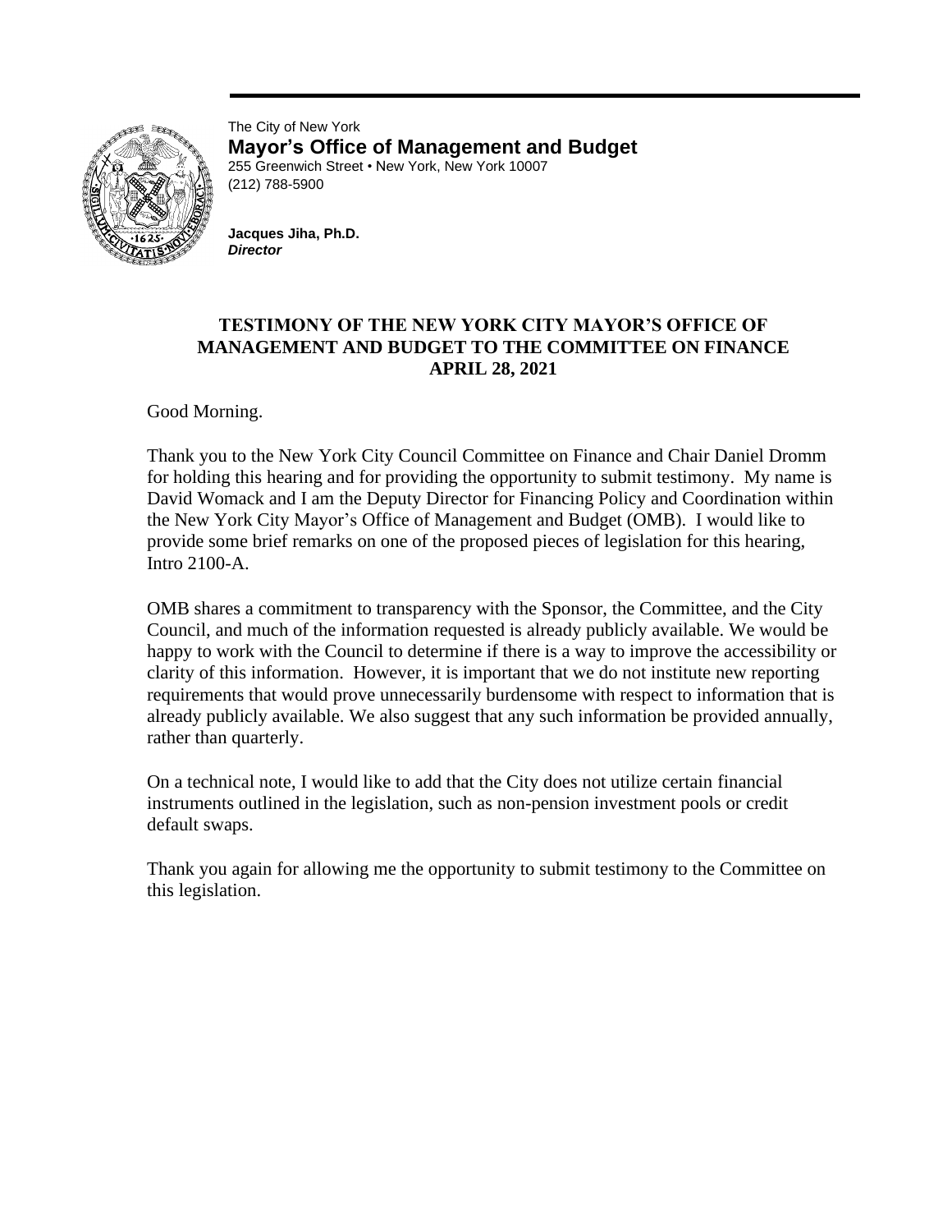The City of New York
**Mayor's Office of Management and Budget**
255 Greenwich Street • New York, New York 10007
(212) 788-5900

**Jacques Jiha, Ph.D.**
***Director***

**TESTIMONY OF THE NEW YORK CITY MAYOR'S OFFICE OF MANAGEMENT AND BUDGET TO THE COMMITTEE ON FINANCE**
**APRIL 28, 2021**

Good Morning.

Thank you to the New York City Council Committee on Finance and Chair Daniel Dromm for holding this hearing and for providing the opportunity to submit testimony. My name is David Womack and I am the Deputy Director for Financing Policy and Coordination within the New York City Mayor's Office of Management and Budget (OMB). I would like to provide some brief remarks on one of the proposed pieces of legislation for this hearing, Intro 2100-A.

OMB shares a commitment to transparency with the Sponsor, the Committee, and the City Council, and much of the information requested is already publicly available. We would be happy to work with the Council to determine if there is a way to improve the accessibility or clarity of this information. However, it is important that we do not institute new reporting requirements that would prove unnecessarily burdensome with respect to information that is already publicly available. We also suggest that any such information be provided annually, rather than quarterly.

On a technical note, I would like to add that the City does not utilize certain financial instruments outlined in the legislation, such as non-pension investment pools or credit default swaps.

Thank you again for allowing me the opportunity to submit testimony to the Committee on this legislation.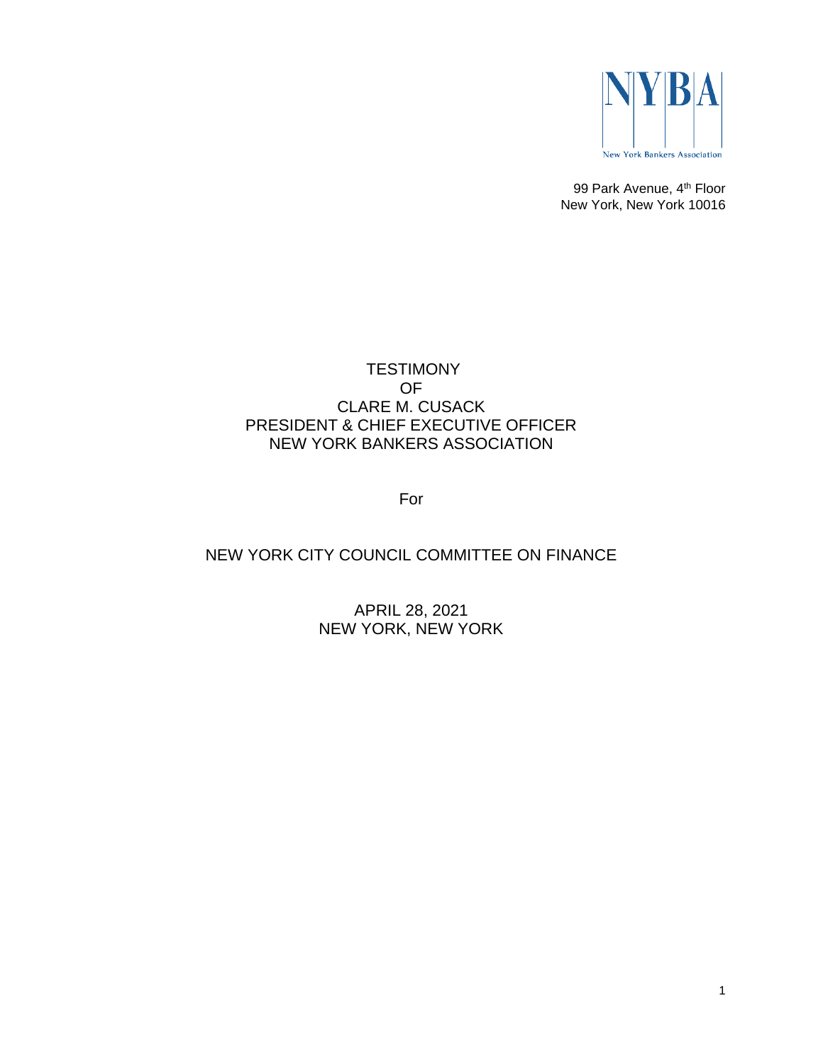NYBA

New York Bankers Association

99 Park Avenue, 4th Floor
New York, New York 10016

# TESTIMONY
# OF
# CLARE M. CUSACK
# PRESIDENT & CHIEF EXECUTIVE OFFICER
# NEW YORK BANKERS ASSOCIATION

For

## NEW YORK CITY COUNCIL COMMITTEE ON FINANCE

APRIL 28, 2021
NEW YORK, NEW YORK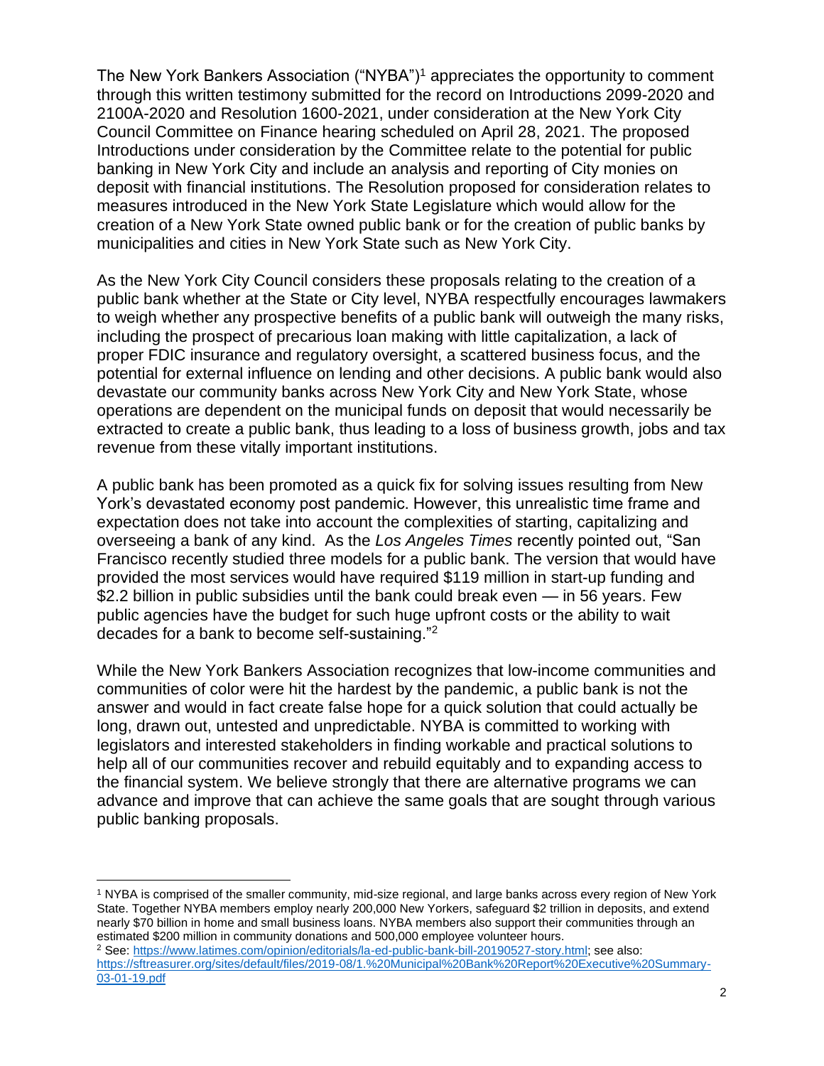The New York Bankers Association ("NYBA")[1] appreciates the opportunity to comment through this written testimony submitted for the record on Introductions 2099-2020 and 2100A-2020 and Resolution 1600-2021, under consideration at the New York City Council Committee on Finance hearing scheduled on April 28, 2021. The proposed Introductions under consideration by the Committee relate to the potential for public banking in New York City and include an analysis and reporting of City monies on deposit with financial institutions. The Resolution proposed for consideration relates to measures introduced in the New York State Legislature which would allow for the creation of a New York State owned public bank or for the creation of public banks by municipalities and cities in New York State such as New York City.

As the New York City Council considers these proposals relating to the creation of a public bank whether at the State or City level, NYBA respectfully encourages lawmakers to weigh whether any prospective benefits of a public bank will outweigh the many risks, including the prospect of precarious loan making with little capitalization, a lack of proper FDIC insurance and regulatory oversight, a scattered business focus, and the potential for external influence on lending and other decisions. A public bank would also devastate our community banks across New York City and New York State, whose operations are dependent on the municipal funds on deposit that would necessarily be extracted to create a public bank, thus leading to a loss of business growth, jobs and tax revenue from these vitally important institutions.

A public bank has been promoted as a quick fix for solving issues resulting from New York's devastated economy post pandemic. However, this unrealistic time frame and expectation does not take into account the complexities of starting, capitalizing and overseeing a bank of any kind. As the *Los Angeles Times* recently pointed out, "San Francisco recently studied three models for a public bank. The version that would have provided the most services would have required $119 million in start-up funding and $2.2 billion in public subsidies until the bank could break even — in 56 years. Few public agencies have the budget for such huge upfront costs or the ability to wait decades for a bank to become self-sustaining."[2]

While the New York Bankers Association recognizes that low-income communities and communities of color were hit the hardest by the pandemic, a public bank is not the answer and would in fact create false hope for a quick solution that could actually be long, drawn out, untested and unpredictable. NYBA is committed to working with legislators and interested stakeholders in finding workable and practical solutions to help all of our communities recover and rebuild equitably and to expanding access to the financial system. We believe strongly that there are alternative programs we can advance and improve that can achieve the same goals that are sought through various public banking proposals.

---

[1] NYBA is comprised of the smaller community, mid-size regional, and large banks across every region of New York State. Together NYBA members employ nearly 200,000 New Yorkers, safeguard $2 trillion in deposits, and extend nearly $70 billion in home and small business loans. NYBA members also support their communities through an estimated $200 million in community donations and 500,000 employee volunteer hours.

[2] See: https://www.latimes.com/opinion/editorials/la-ed-public-bank-bill-20190527-story.html; see also: https://sftreasurer.org/sites/default/files/2019-08/1.%20Municipal%20Bank%20Report%20Executive%20Summary-03-01-19.pdf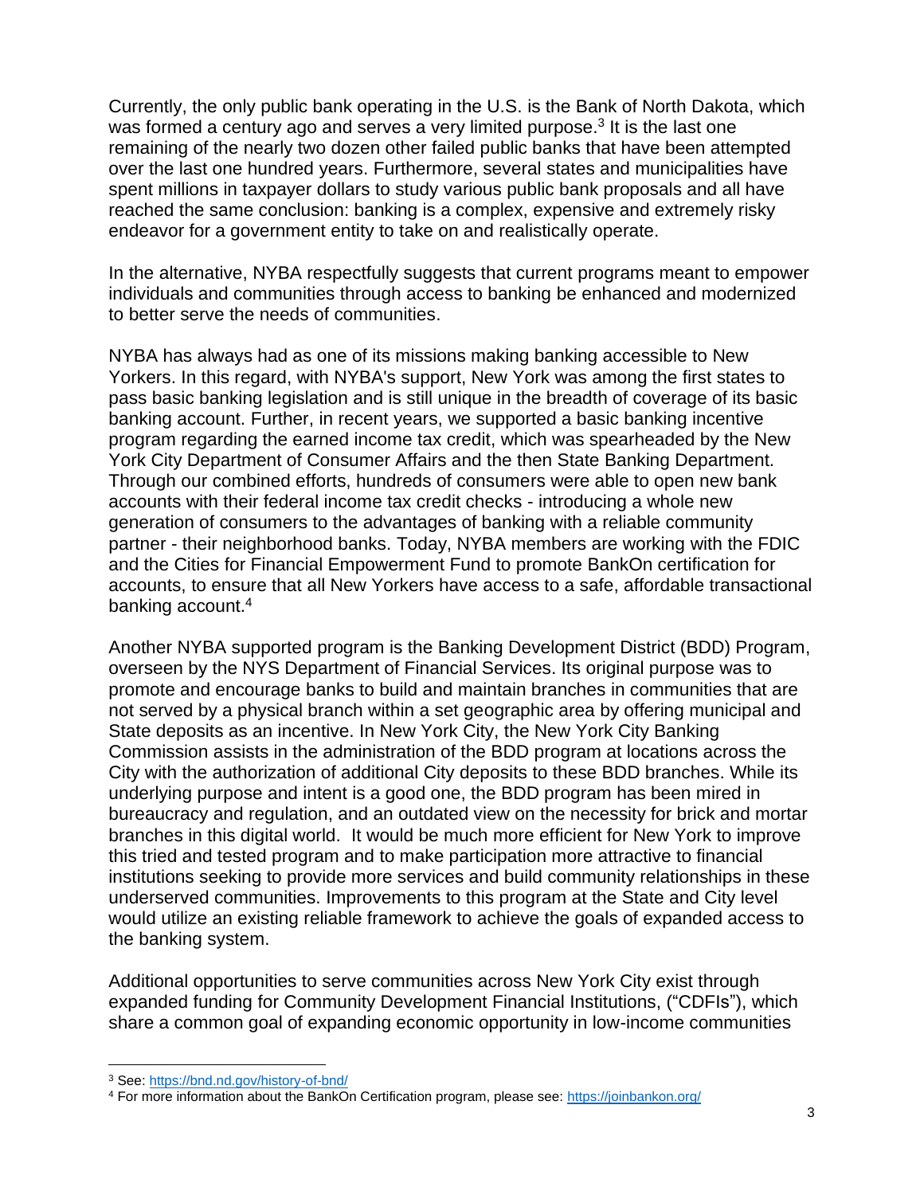Currently, the only public bank operating in the U.S. is the Bank of North Dakota, which was formed a century ago and serves a very limited purpose.[3] It is the last one remaining of the nearly two dozen other failed public banks that have been attempted over the last one hundred years. Furthermore, several states and municipalities have spent millions in taxpayer dollars to study various public bank proposals and all have reached the same conclusion: banking is a complex, expensive and extremely risky endeavor for a government entity to take on and realistically operate.

In the alternative, NYBA respectfully suggests that current programs meant to empower individuals and communities through access to banking be enhanced and modernized to better serve the needs of communities.

NYBA has always had as one of its missions making banking accessible to New Yorkers. In this regard, with NYBA's support, New York was among the first states to pass basic banking legislation and is still unique in the breadth of coverage of its basic banking account. Further, in recent years, we supported a basic banking incentive program regarding the earned income tax credit, which was spearheaded by the New York City Department of Consumer Affairs and the then State Banking Department. Through our combined efforts, hundreds of consumers were able to open new bank accounts with their federal income tax credit checks - introducing a whole new generation of consumers to the advantages of banking with a reliable community partner - their neighborhood banks. Today, NYBA members are working with the FDIC and the Cities for Financial Empowerment Fund to promote BankOn certification for accounts, to ensure that all New Yorkers have access to a safe, affordable transactional banking account.[4]

Another NYBA supported program is the Banking Development District (BDD) Program, overseen by the NYS Department of Financial Services. Its original purpose was to promote and encourage banks to build and maintain branches in communities that are not served by a physical branch within a set geographic area by offering municipal and State deposits as an incentive. In New York City, the New York City Banking Commission assists in the administration of the BDD program at locations across the City with the authorization of additional City deposits to these BDD branches. While its underlying purpose and intent is a good one, the BDD program has been mired in bureaucracy and regulation, and an outdated view on the necessity for brick and mortar branches in this digital world. It would be much more efficient for New York to improve this tried and tested program and to make participation more attractive to financial institutions seeking to provide more services and build community relationships in these underserved communities. Improvements to this program at the State and City level would utilize an existing reliable framework to achieve the goals of expanded access to the banking system.

Additional opportunities to serve communities across New York City exist through expanded funding for Community Development Financial Institutions, ("CDFIs"), which share a common goal of expanding economic opportunity in low-income communities

---

[3] See: https://bnd.nd.gov/history-of-bnd/

[4] For more information about the BankOn Certification program, please see: https://joinbankon.org/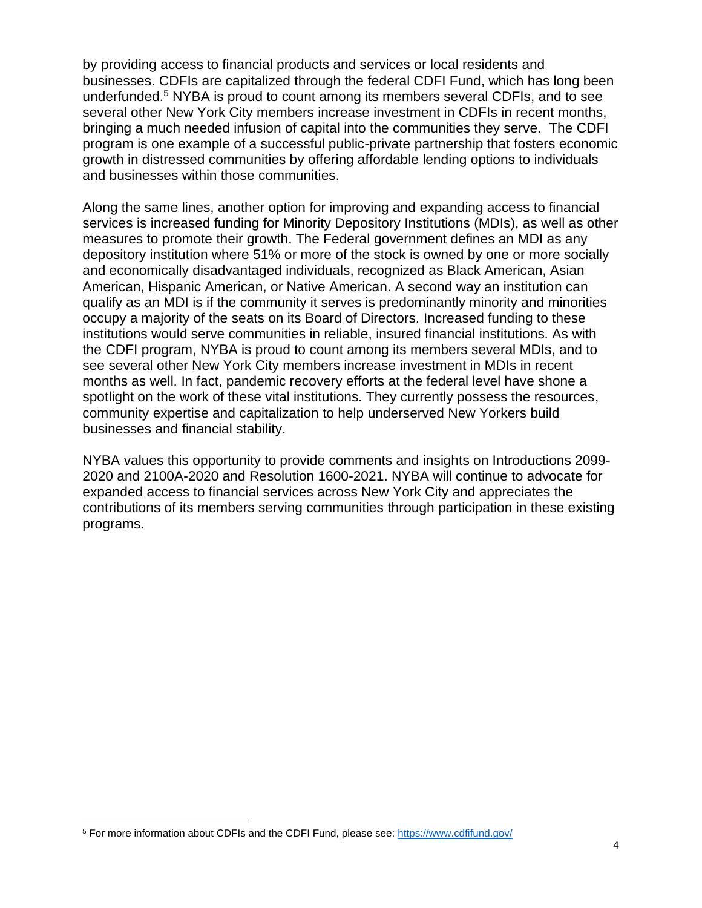by providing access to financial products and services or local residents and businesses. CDFIs are capitalized through the federal CDFI Fund, which has long been underfunded.[5] NYBA is proud to count among its members several CDFIs, and to see several other New York City members increase investment in CDFIs in recent months, bringing a much needed infusion of capital into the communities they serve. The CDFI program is one example of a successful public-private partnership that fosters economic growth in distressed communities by offering affordable lending options to individuals and businesses within those communities.

Along the same lines, another option for improving and expanding access to financial services is increased funding for Minority Depository Institutions (MDIs), as well as other measures to promote their growth. The Federal government defines an MDI as any depository institution where 51% or more of the stock is owned by one or more socially and economically disadvantaged individuals, recognized as Black American, Asian American, Hispanic American, or Native American. A second way an institution can qualify as an MDI is if the community it serves is predominantly minority and minorities occupy a majority of the seats on its Board of Directors. Increased funding to these institutions would serve communities in reliable, insured financial institutions. As with the CDFI program, NYBA is proud to count among its members several MDIs, and to see several other New York City members increase investment in MDIs in recent months as well. In fact, pandemic recovery efforts at the federal level have shone a spotlight on the work of these vital institutions. They currently possess the resources, community expertise and capitalization to help underserved New Yorkers build businesses and financial stability.

NYBA values this opportunity to provide comments and insights on Introductions 2099-2020 and 2100A-2020 and Resolution 1600-2021. NYBA will continue to advocate for expanded access to financial services across New York City and appreciates the contributions of its members serving communities through participation in these existing programs.

---

[5] For more information about CDFIs and the CDFI Fund, please see: https://www.cdfifund.gov/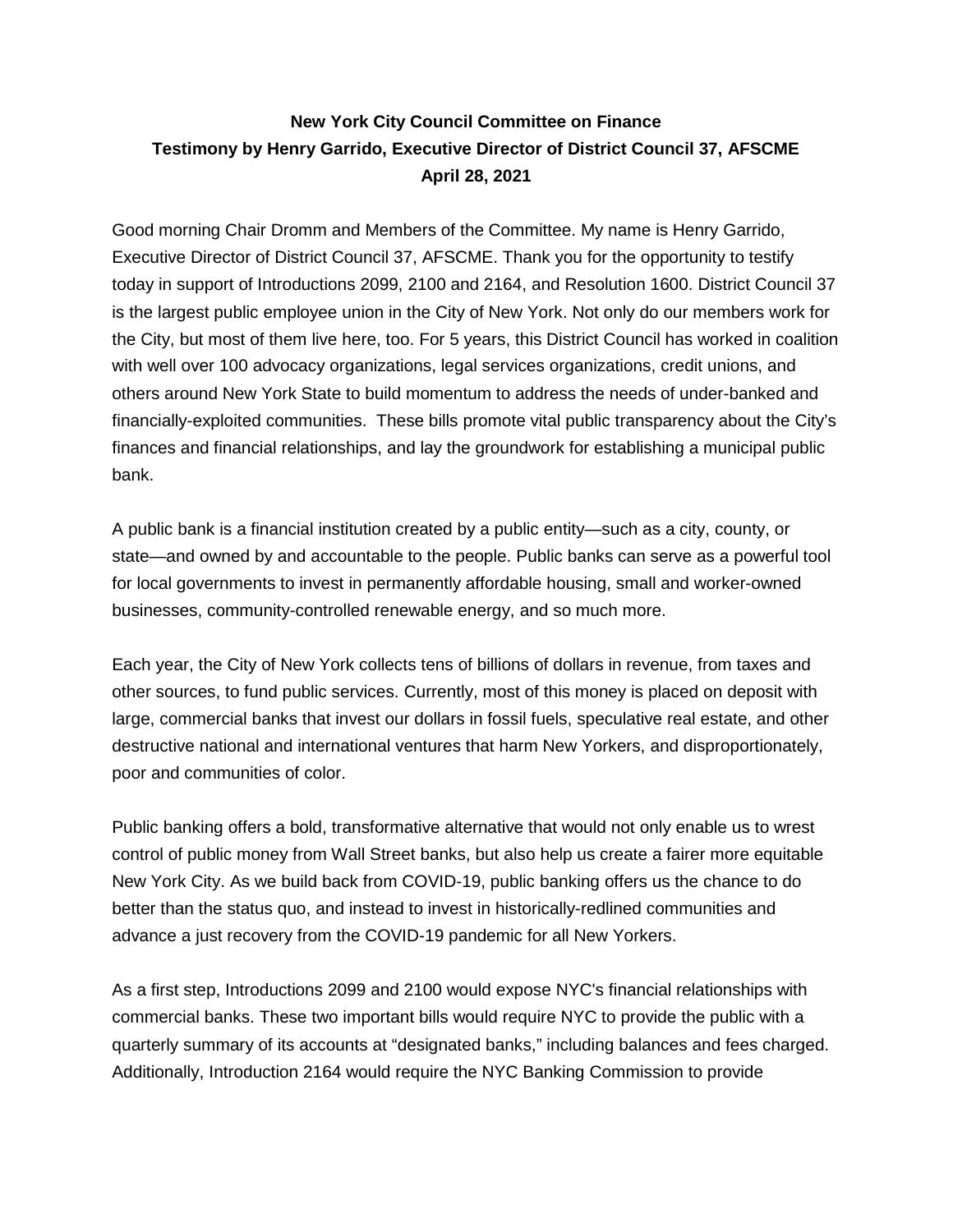**New York City Council Committee on Finance**
**Testimony by Henry Garrido, Executive Director of District Council 37, AFSCME**
**April 28, 2021**

Good morning Chair Dromm and Members of the Committee. My name is Henry Garrido, Executive Director of District Council 37, AFSCME. Thank you for the opportunity to testify today in support of Introductions 2099, 2100 and 2164, and Resolution 1600. District Council 37 is the largest public employee union in the City of New York. Not only do our members work for the City, but most of them live here, too. For 5 years, this District Council has worked in coalition with well over 100 advocacy organizations, legal services organizations, credit unions, and others around New York State to build momentum to address the needs of under-banked and financially-exploited communities. These bills promote vital public transparency about the City's finances and financial relationships, and lay the groundwork for establishing a municipal public bank.

A public bank is a financial institution created by a public entity—such as a city, county, or state—and owned by and accountable to the people. Public banks can serve as a powerful tool for local governments to invest in permanently affordable housing, small and worker-owned businesses, community-controlled renewable energy, and so much more.

Each year, the City of New York collects tens of billions of dollars in revenue, from taxes and other sources, to fund public services. Currently, most of this money is placed on deposit with large, commercial banks that invest our dollars in fossil fuels, speculative real estate, and other destructive national and international ventures that harm New Yorkers, and disproportionately, poor and communities of color.

Public banking offers a bold, transformative alternative that would not only enable us to wrest control of public money from Wall Street banks, but also help us create a fairer more equitable New York City. As we build back from COVID-19, public banking offers us the chance to do better than the status quo, and instead to invest in historically-redlined communities and advance a just recovery from the COVID-19 pandemic for all New Yorkers.

As a first step, Introductions 2099 and 2100 would expose NYC's financial relationships with commercial banks. These two important bills would require NYC to provide the public with a quarterly summary of its accounts at "designated banks," including balances and fees charged. Additionally, Introduction 2164 would require the NYC Banking Commission to provide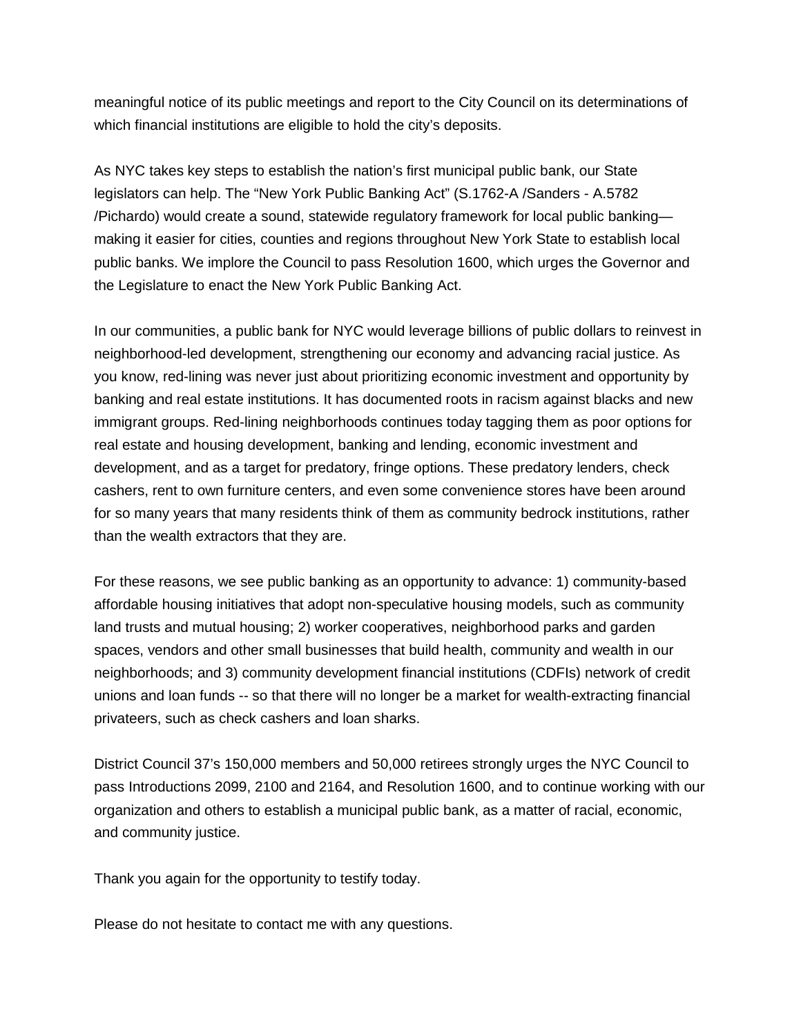meaningful notice of its public meetings and report to the City Council on its determinations of which financial institutions are eligible to hold the city's deposits.

As NYC takes key steps to establish the nation's first municipal public bank, our State legislators can help. The "New York Public Banking Act" (S.1762-A /Sanders - A.5782 /Pichardo) would create a sound, statewide regulatory framework for local public banking—making it easier for cities, counties and regions throughout New York State to establish local public banks. We implore the Council to pass Resolution 1600, which urges the Governor and the Legislature to enact the New York Public Banking Act.

In our communities, a public bank for NYC would leverage billions of public dollars to reinvest in neighborhood-led development, strengthening our economy and advancing racial justice. As you know, red-lining was never just about prioritizing economic investment and opportunity by banking and real estate institutions. It has documented roots in racism against blacks and new immigrant groups. Red-lining neighborhoods continues today tagging them as poor options for real estate and housing development, banking and lending, economic investment and development, and as a target for predatory, fringe options. These predatory lenders, check cashers, rent to own furniture centers, and even some convenience stores have been around for so many years that many residents think of them as community bedrock institutions, rather than the wealth extractors that they are.

For these reasons, we see public banking as an opportunity to advance: 1) community-based affordable housing initiatives that adopt non-speculative housing models, such as community land trusts and mutual housing; 2) worker cooperatives, neighborhood parks and garden spaces, vendors and other small businesses that build health, community and wealth in our neighborhoods; and 3) community development financial institutions (CDFIs) network of credit unions and loan funds -- so that there will no longer be a market for wealth-extracting financial privateers, such as check cashers and loan sharks.

District Council 37's 150,000 members and 50,000 retirees strongly urges the NYC Council to pass Introductions 2099, 2100 and 2164, and Resolution 1600, and to continue working with our organization and others to establish a municipal public bank, as a matter of racial, economic, and community justice.

Thank you again for the opportunity to testify today.

Please do not hesitate to contact me with any questions.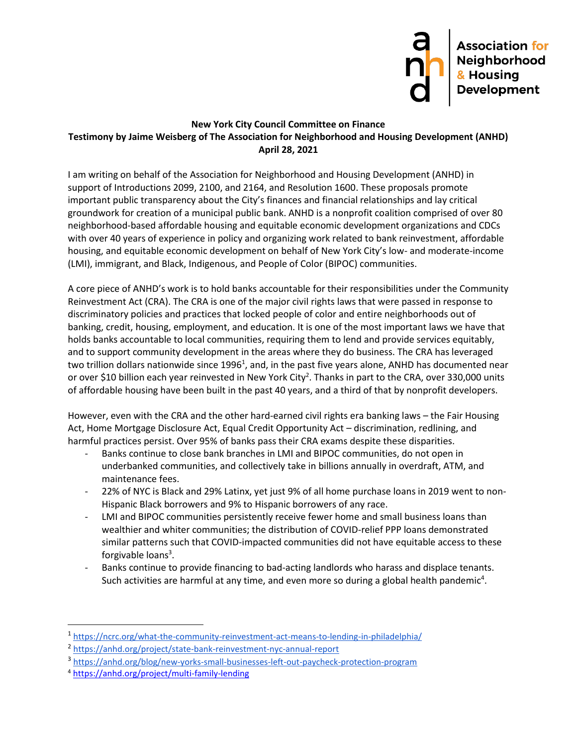Association for Neighborhood & Housing Development

**New York City Council Committee on Finance**
**Testimony by Jaime Weisberg of The Association for Neighborhood and Housing Development (ANHD)**
**April 28, 2021**

I am writing on behalf of the Association for Neighborhood and Housing Development (ANHD) in support of Introductions 2099, 2100, and 2164, and Resolution 1600. These proposals promote important public transparency about the City's finances and financial relationships and lay critical groundwork for creation of a municipal public bank. ANHD is a nonprofit coalition comprised of over 80 neighborhood-based affordable housing and equitable economic development organizations and CDCs with over 40 years of experience in policy and organizing work related to bank reinvestment, affordable housing, and equitable economic development on behalf of New York City's low- and moderate-income (LMI), immigrant, and Black, Indigenous, and People of Color (BIPOC) communities.

A core piece of ANHD's work is to hold banks accountable for their responsibilities under the Community Reinvestment Act (CRA). The CRA is one of the major civil rights laws that were passed in response to discriminatory policies and practices that locked people of color and entire neighborhoods out of banking, credit, housing, employment, and education. It is one of the most important laws we have that holds banks accountable to local communities, requiring them to lend and provide services equitably, and to support community development in the areas where they do business. The CRA has leveraged two trillion dollars nationwide since 1996[1], and, in the past five years alone, ANHD has documented near or over $10 billion each year reinvested in New York City[2]. Thanks in part to the CRA, over 330,000 units of affordable housing have been built in the past 40 years, and a third of that by nonprofit developers.

However, even with the CRA and the other hard-earned civil rights era banking laws – the Fair Housing Act, Home Mortgage Disclosure Act, Equal Credit Opportunity Act – discrimination, redlining, and harmful practices persist. Over 95% of banks pass their CRA exams despite these disparities.

- Banks continue to close bank branches in LMI and BIPOC communities, do not open in underbanked communities, and collectively take in billions annually in overdraft, ATM, and maintenance fees.
- 22% of NYC is Black and 29% Latinx, yet just 9% of all home purchase loans in 2019 went to non-Hispanic Black borrowers and 9% to Hispanic borrowers of any race.
- LMI and BIPOC communities persistently receive fewer home and small business loans than wealthier and whiter communities; the distribution of COVID-relief PPP loans demonstrated similar patterns such that COVID-impacted communities did not have equitable access to these forgivable loans[3].
- Banks continue to provide financing to bad-acting landlords who harass and displace tenants. Such activities are harmful at any time, and even more so during a global health pandemic[4].

---

[1] https://ncrc.org/what-the-community-reinvestment-act-means-to-lending-in-philadelphia/
[2] https://anhd.org/project/state-bank-reinvestment-nyc-annual-report
[3] https://anhd.org/blog/new-yorks-small-businesses-left-out-paycheck-protection-program
[4] https://anhd.org/project/multi-family-lending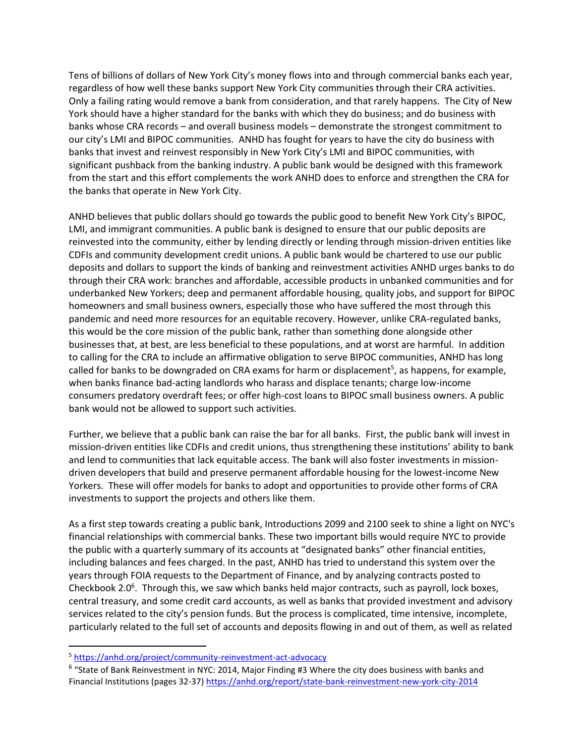Tens of billions of dollars of New York City's money flows into and through commercial banks each year, regardless of how well these banks support New York City communities through their CRA activities. Only a failing rating would remove a bank from consideration, and that rarely happens. The City of New York should have a higher standard for the banks with which they do business; and do business with banks whose CRA records – and overall business models – demonstrate the strongest commitment to our city's LMI and BIPOC communities. ANHD has fought for years to have the city do business with banks that invest and reinvest responsibly in New York City's LMI and BIPOC communities, with significant pushback from the banking industry. A public bank would be designed with this framework from the start and this effort complements the work ANHD does to enforce and strengthen the CRA for the banks that operate in New York City.

ANHD believes that public dollars should go towards the public good to benefit New York City's BIPOC, LMI, and immigrant communities. A public bank is designed to ensure that our public deposits are reinvested into the community, either by lending directly or lending through mission-driven entities like CDFIs and community development credit unions. A public bank would be chartered to use our public deposits and dollars to support the kinds of banking and reinvestment activities ANHD urges banks to do through their CRA work: branches and affordable, accessible products in unbanked communities and for underbanked New Yorkers; deep and permanent affordable housing, quality jobs, and support for BIPOC homeowners and small business owners, especially those who have suffered the most through this pandemic and need more resources for an equitable recovery. However, unlike CRA-regulated banks, this would be the core mission of the public bank, rather than something done alongside other businesses that, at best, are less beneficial to these populations, and at worst are harmful. In addition to calling for the CRA to include an affirmative obligation to serve BIPOC communities, ANHD has long called for banks to be downgraded on CRA exams for harm or displacement[5], as happens, for example, when banks finance bad-acting landlords who harass and displace tenants; charge low-income consumers predatory overdraft fees; or offer high-cost loans to BIPOC small business owners. A public bank would not be allowed to support such activities.

Further, we believe that a public bank can raise the bar for all banks. First, the public bank will invest in mission-driven entities like CDFIs and credit unions, thus strengthening these institutions' ability to bank and lend to communities that lack equitable access. The bank will also foster investments in mission-driven developers that build and preserve permanent affordable housing for the lowest-income New Yorkers. These will offer models for banks to adopt and opportunities to provide other forms of CRA investments to support the projects and others like them.

As a first step towards creating a public bank, Introductions 2099 and 2100 seek to shine a light on NYC's financial relationships with commercial banks. These two important bills would require NYC to provide the public with a quarterly summary of its accounts at "designated banks" other financial entities, including balances and fees charged. In the past, ANHD has tried to understand this system over the years through FOIA requests to the Department of Finance, and by analyzing contracts posted to Checkbook 2.0[6]. Through this, we saw which banks held major contracts, such as payroll, lock boxes, central treasury, and some credit card accounts, as well as banks that provided investment and advisory services related to the city's pension funds. But the process is complicated, time intensive, incomplete, particularly related to the full set of accounts and deposits flowing in and out of them, as well as related

---

[5] https://anhd.org/project/community-reinvestment-act-advocacy

[6] "State of Bank Reinvestment in NYC: 2014, Major Finding #3 Where the city does business with banks and Financial Institutions (pages 32-37) https://anhd.org/report/state-bank-reinvestment-new-york-city-2014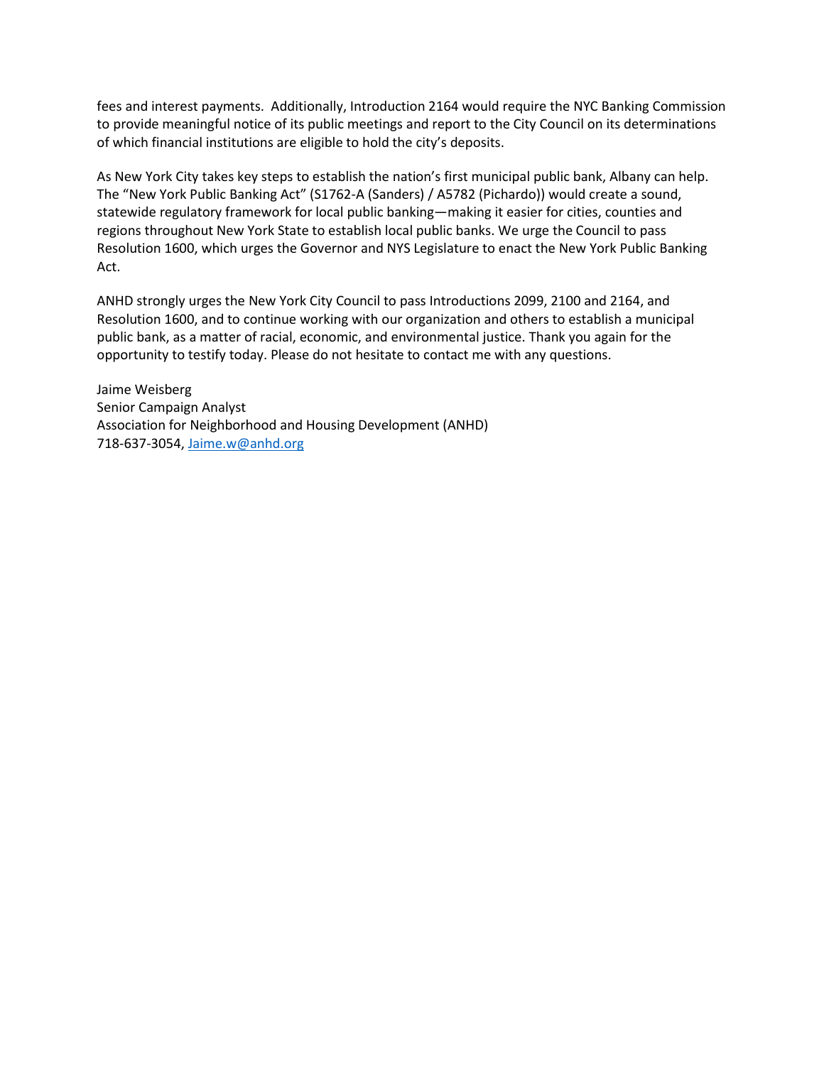fees and interest payments. Additionally, Introduction 2164 would require the NYC Banking Commission to provide meaningful notice of its public meetings and report to the City Council on its determinations of which financial institutions are eligible to hold the city's deposits.

As New York City takes key steps to establish the nation's first municipal public bank, Albany can help. The "New York Public Banking Act" (S1762-A (Sanders) / A5782 (Pichardo)) would create a sound, statewide regulatory framework for local public banking—making it easier for cities, counties and regions throughout New York State to establish local public banks. We urge the Council to pass Resolution 1600, which urges the Governor and NYS Legislature to enact the New York Public Banking Act.

ANHD strongly urges the New York City Council to pass Introductions 2099, 2100 and 2164, and Resolution 1600, and to continue working with our organization and others to establish a municipal public bank, as a matter of racial, economic, and environmental justice. Thank you again for the opportunity to testify today. Please do not hesitate to contact me with any questions.

Jaime Weisberg  
Senior Campaign Analyst  
Association for Neighborhood and Housing Development (ANHD)  
718-637-3054, Jaime.w@anhd.org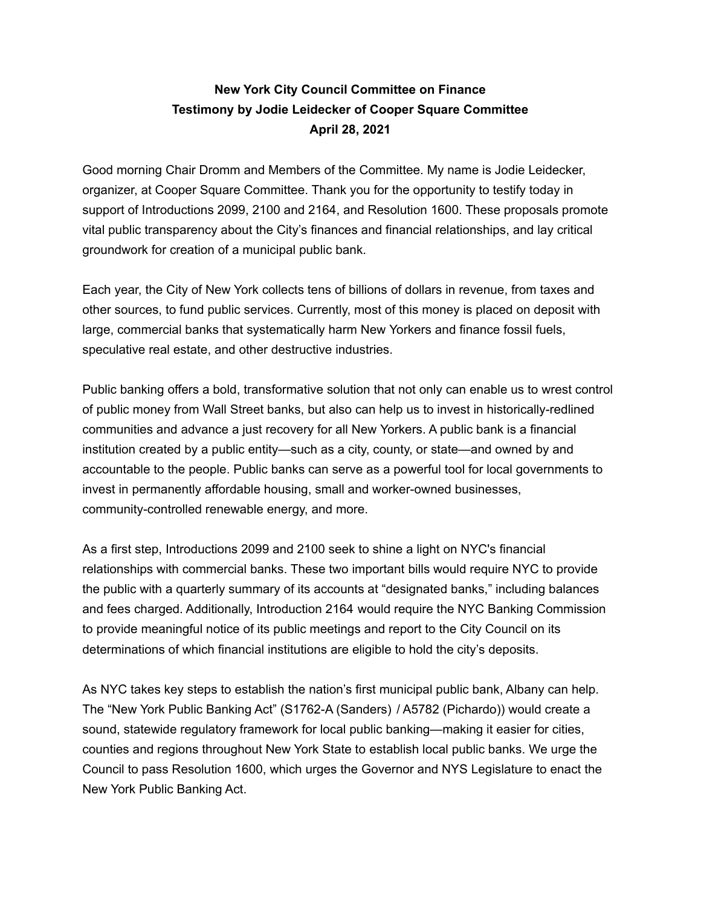**New York City Council Committee on Finance**
**Testimony by Jodie Leidecker of Cooper Square Committee**
**April 28, 2021**

Good morning Chair Dromm and Members of the Committee. My name is Jodie Leidecker, organizer, at Cooper Square Committee. Thank you for the opportunity to testify today in support of Introductions 2099, 2100 and 2164, and Resolution 1600. These proposals promote vital public transparency about the City's finances and financial relationships, and lay critical groundwork for creation of a municipal public bank.

Each year, the City of New York collects tens of billions of dollars in revenue, from taxes and other sources, to fund public services. Currently, most of this money is placed on deposit with large, commercial banks that systematically harm New Yorkers and finance fossil fuels, speculative real estate, and other destructive industries.

Public banking offers a bold, transformative solution that not only can enable us to wrest control of public money from Wall Street banks, but also can help us to invest in historically-redlined communities and advance a just recovery for all New Yorkers. A public bank is a financial institution created by a public entity—such as a city, county, or state—and owned by and accountable to the people. Public banks can serve as a powerful tool for local governments to invest in permanently affordable housing, small and worker-owned businesses, community-controlled renewable energy, and more.

As a first step, Introductions 2099 and 2100 seek to shine a light on NYC's financial relationships with commercial banks. These two important bills would require NYC to provide the public with a quarterly summary of its accounts at "designated banks," including balances and fees charged. Additionally, Introduction 2164 would require the NYC Banking Commission to provide meaningful notice of its public meetings and report to the City Council on its determinations of which financial institutions are eligible to hold the city's deposits.

As NYC takes key steps to establish the nation's first municipal public bank, Albany can help. The "New York Public Banking Act" (S1762-A (Sanders) / A5782 (Pichardo)) would create a sound, statewide regulatory framework for local public banking—making it easier for cities, counties and regions throughout New York State to establish local public banks. We urge the Council to pass Resolution 1600, which urges the Governor and NYS Legislature to enact the New York Public Banking Act.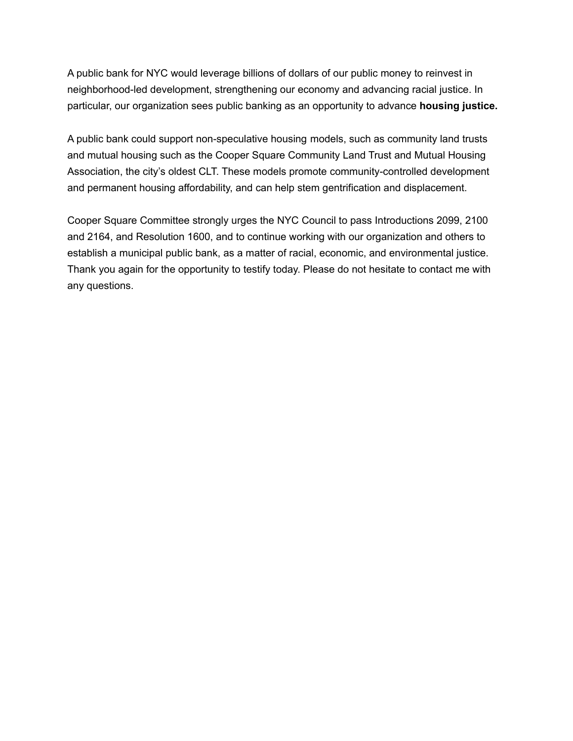A public bank for NYC would leverage billions of dollars of our public money to reinvest in neighborhood-led development, strengthening our economy and advancing racial justice. In particular, our organization sees public banking as an opportunity to advance **housing justice.**

A public bank could support non-speculative housing models, such as community land trusts and mutual housing such as the Cooper Square Community Land Trust and Mutual Housing Association, the city's oldest CLT. These models promote community-controlled development and permanent housing affordability, and can help stem gentrification and displacement.

Cooper Square Committee strongly urges the NYC Council to pass Introductions 2099, 2100 and 2164, and Resolution 1600, and to continue working with our organization and others to establish a municipal public bank, as a matter of racial, economic, and environmental justice. Thank you again for the opportunity to testify today. Please do not hesitate to contact me with any questions.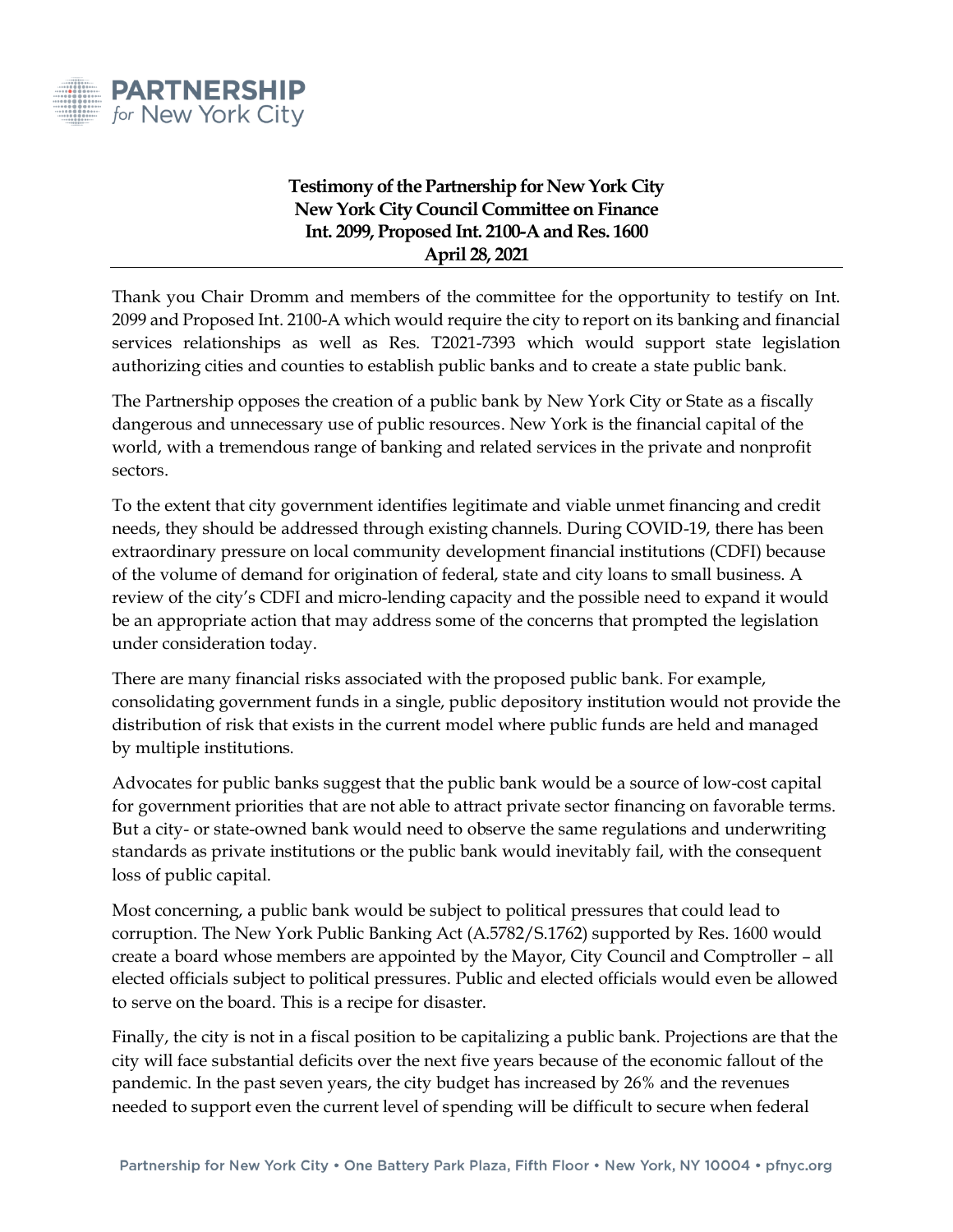**PARTNERSHIP**
*for* New York City

**Testimony of the Partnership for New York City**
**New York City Council Committee on Finance**
**Int. 2099, Proposed Int. 2100-A and Res. 1600**
**April 28, 2021**

---

Thank you Chair Dromm and members of the committee for the opportunity to testify on Int. 2099 and Proposed Int. 2100-A which would require the city to report on its banking and financial services relationships as well as Res. T2021-7393 which would support state legislation authorizing cities and counties to establish public banks and to create a state public bank.

The Partnership opposes the creation of a public bank by New York City or State as a fiscally dangerous and unnecessary use of public resources. New York is the financial capital of the world, with a tremendous range of banking and related services in the private and nonprofit sectors.

To the extent that city government identifies legitimate and viable unmet financing and credit needs, they should be addressed through existing channels. During COVID-19, there has been extraordinary pressure on local community development financial institutions (CDFI) because of the volume of demand for origination of federal, state and city loans to small business. A review of the city's CDFI and micro-lending capacity and the possible need to expand it would be an appropriate action that may address some of the concerns that prompted the legislation under consideration today.

There are many financial risks associated with the proposed public bank. For example, consolidating government funds in a single, public depository institution would not provide the distribution of risk that exists in the current model where public funds are held and managed by multiple institutions.

Advocates for public banks suggest that the public bank would be a source of low-cost capital for government priorities that are not able to attract private sector financing on favorable terms. But a city- or state-owned bank would need to observe the same regulations and underwriting standards as private institutions or the public bank would inevitably fail, with the consequent loss of public capital.

Most concerning, a public bank would be subject to political pressures that could lead to corruption. The New York Public Banking Act (A.5782/S.1762) supported by Res. 1600 would create a board whose members are appointed by the Mayor, City Council and Comptroller – all elected officials subject to political pressures. Public and elected officials would even be allowed to serve on the board. This is a recipe for disaster.

Finally, the city is not in a fiscal position to be capitalizing a public bank. Projections are that the city will face substantial deficits over the next five years because of the economic fallout of the pandemic. In the past seven years, the city budget has increased by 26% and the revenues needed to support even the current level of spending will be difficult to secure when federal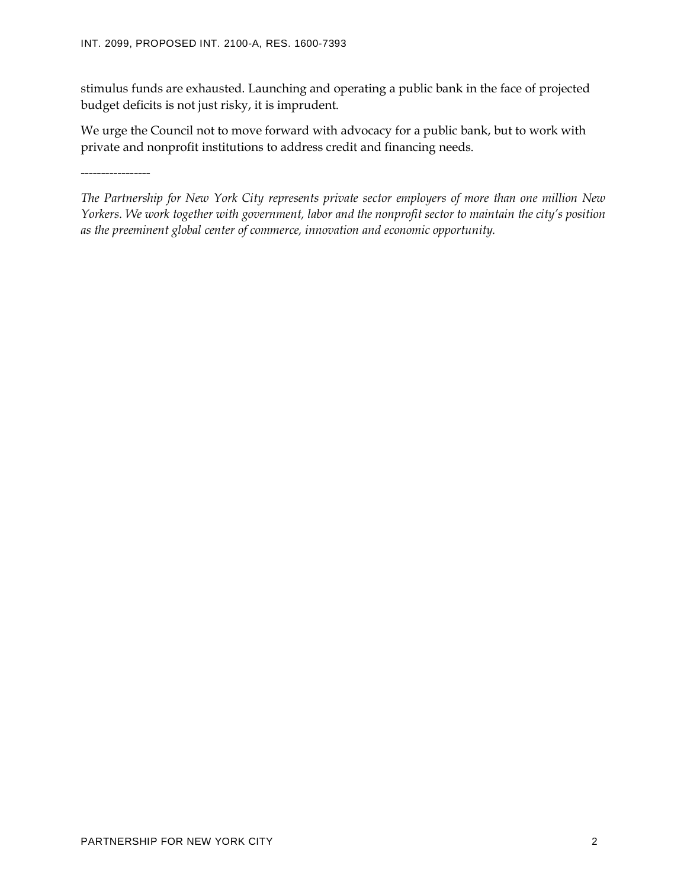stimulus funds are exhausted. Launching and operating a public bank in the face of projected budget deficits is not just risky, it is imprudent.

We urge the Council not to move forward with advocacy for a public bank, but to work with private and nonprofit institutions to address credit and financing needs.

-----------------

*The Partnership for New York City represents private sector employers of more than one million New Yorkers. We work together with government, labor and the nonprofit sector to maintain the city's position as the preeminent global center of commerce, innovation and economic opportunity.*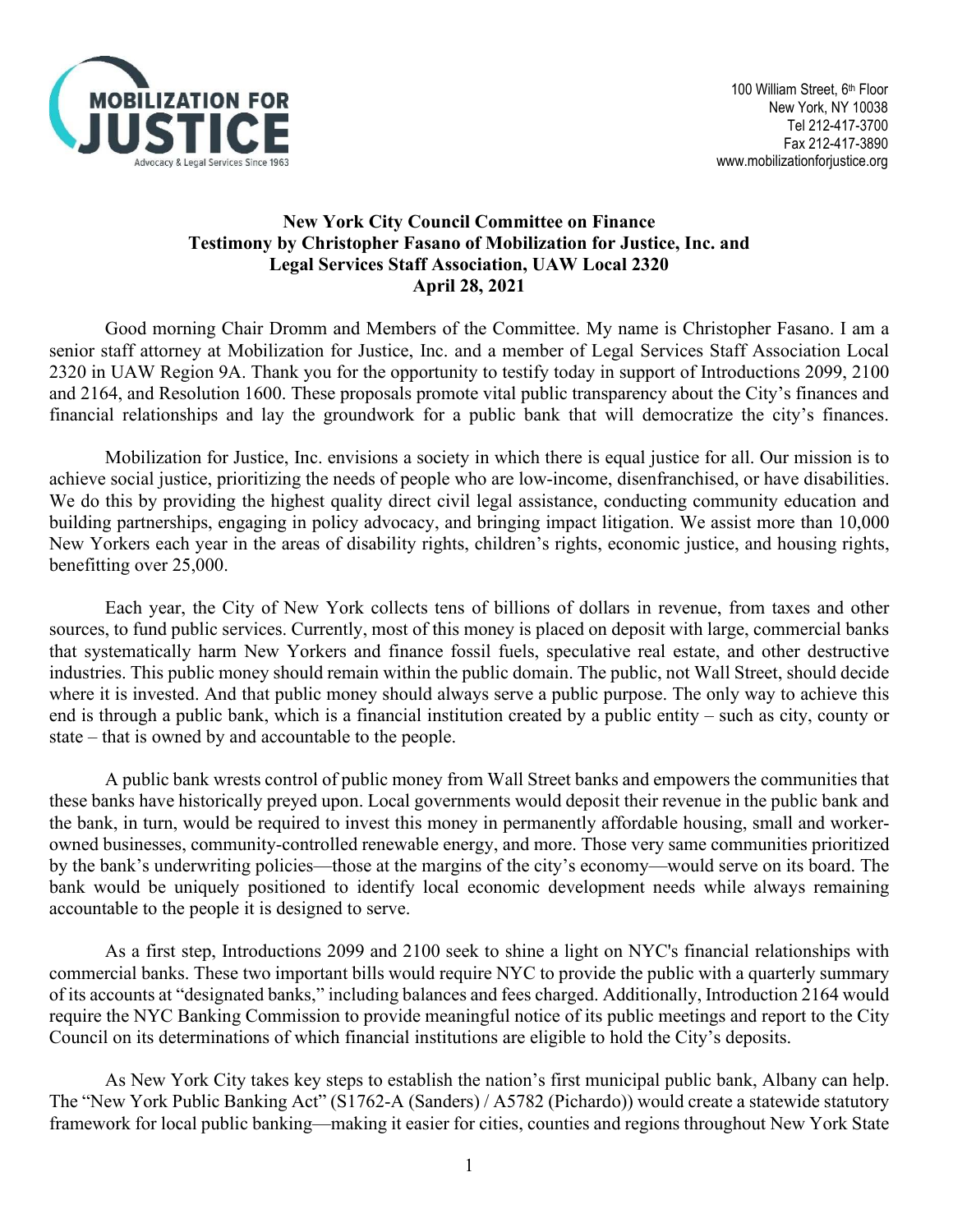MOBILIZATION FOR JUSTICE
Advocacy & Legal Services Since 1963

100 William Street, 6th Floor
New York, NY 10038
Tel 212-417-3700
Fax 212-417-3890
www.mobilizationforjustice.org

**New York City Council Committee on Finance**
**Testimony by Christopher Fasano of Mobilization for Justice, Inc. and Legal Services Staff Association, UAW Local 2320**
**April 28, 2021**

Good morning Chair Dromm and Members of the Committee. My name is Christopher Fasano. I am a senior staff attorney at Mobilization for Justice, Inc. and a member of Legal Services Staff Association Local 2320 in UAW Region 9A. Thank you for the opportunity to testify today in support of Introductions 2099, 2100 and 2164, and Resolution 1600. These proposals promote vital public transparency about the City's finances and financial relationships and lay the groundwork for a public bank that will democratize the city's finances.

Mobilization for Justice, Inc. envisions a society in which there is equal justice for all. Our mission is to achieve social justice, prioritizing the needs of people who are low-income, disenfranchised, or have disabilities. We do this by providing the highest quality direct civil legal assistance, conducting community education and building partnerships, engaging in policy advocacy, and bringing impact litigation. We assist more than 10,000 New Yorkers each year in the areas of disability rights, children's rights, economic justice, and housing rights, benefitting over 25,000.

Each year, the City of New York collects tens of billions of dollars in revenue, from taxes and other sources, to fund public services. Currently, most of this money is placed on deposit with large, commercial banks that systematically harm New Yorkers and finance fossil fuels, speculative real estate, and other destructive industries. This public money should remain within the public domain. The public, not Wall Street, should decide where it is invested. And that public money should always serve a public purpose. The only way to achieve this end is through a public bank, which is a financial institution created by a public entity – such as city, county or state – that is owned by and accountable to the people.

A public bank wrests control of public money from Wall Street banks and empowers the communities that these banks have historically preyed upon. Local governments would deposit their revenue in the public bank and the bank, in turn, would be required to invest this money in permanently affordable housing, small and worker-owned businesses, community-controlled renewable energy, and more. Those very same communities prioritized by the bank's underwriting policies—those at the margins of the city's economy—would serve on its board. The bank would be uniquely positioned to identify local economic development needs while always remaining accountable to the people it is designed to serve.

As a first step, Introductions 2099 and 2100 seek to shine a light on NYC's financial relationships with commercial banks. These two important bills would require NYC to provide the public with a quarterly summary of its accounts at "designated banks," including balances and fees charged. Additionally, Introduction 2164 would require the NYC Banking Commission to provide meaningful notice of its public meetings and report to the City Council on its determinations of which financial institutions are eligible to hold the City's deposits.

As New York City takes key steps to establish the nation's first municipal public bank, Albany can help. The "New York Public Banking Act" (S1762-A (Sanders) / A5782 (Pichardo)) would create a statewide statutory framework for local public banking—making it easier for cities, counties and regions throughout New York State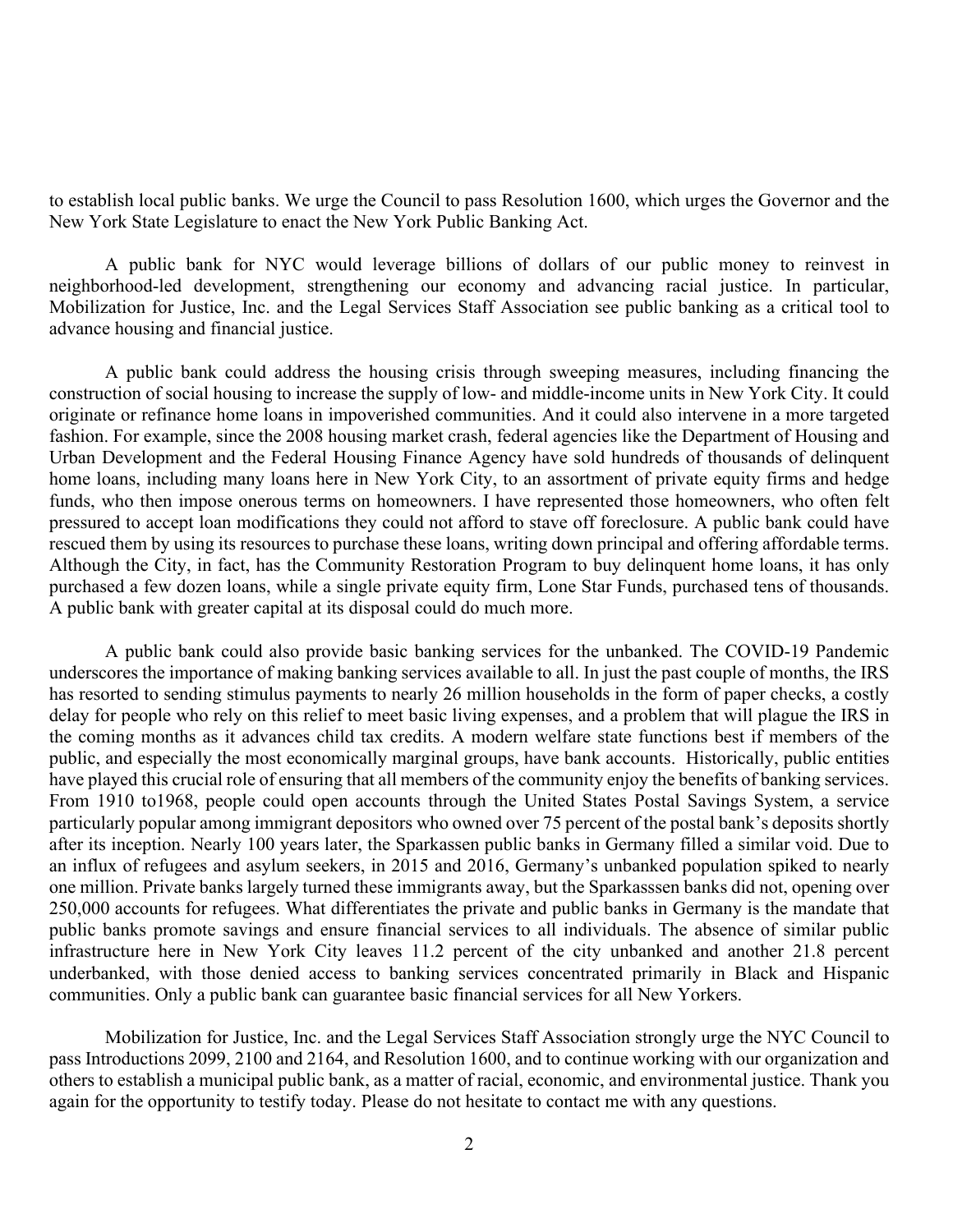to establish local public banks. We urge the Council to pass Resolution 1600, which urges the Governor and the New York State Legislature to enact the New York Public Banking Act.

A public bank for NYC would leverage billions of dollars of our public money to reinvest in neighborhood-led development, strengthening our economy and advancing racial justice. In particular, Mobilization for Justice, Inc. and the Legal Services Staff Association see public banking as a critical tool to advance housing and financial justice.

A public bank could address the housing crisis through sweeping measures, including financing the construction of social housing to increase the supply of low- and middle-income units in New York City. It could originate or refinance home loans in impoverished communities. And it could also intervene in a more targeted fashion. For example, since the 2008 housing market crash, federal agencies like the Department of Housing and Urban Development and the Federal Housing Finance Agency have sold hundreds of thousands of delinquent home loans, including many loans here in New York City, to an assortment of private equity firms and hedge funds, who then impose onerous terms on homeowners. I have represented those homeowners, who often felt pressured to accept loan modifications they could not afford to stave off foreclosure. A public bank could have rescued them by using its resources to purchase these loans, writing down principal and offering affordable terms. Although the City, in fact, has the Community Restoration Program to buy delinquent home loans, it has only purchased a few dozen loans, while a single private equity firm, Lone Star Funds, purchased tens of thousands. A public bank with greater capital at its disposal could do much more.

A public bank could also provide basic banking services for the unbanked. The COVID-19 Pandemic underscores the importance of making banking services available to all. In just the past couple of months, the IRS has resorted to sending stimulus payments to nearly 26 million households in the form of paper checks, a costly delay for people who rely on this relief to meet basic living expenses, and a problem that will plague the IRS in the coming months as it advances child tax credits. A modern welfare state functions best if members of the public, and especially the most economically marginal groups, have bank accounts. Historically, public entities have played this crucial role of ensuring that all members of the community enjoy the benefits of banking services. From 1910 to1968, people could open accounts through the United States Postal Savings System, a service particularly popular among immigrant depositors who owned over 75 percent of the postal bank's deposits shortly after its inception. Nearly 100 years later, the Sparkassen public banks in Germany filled a similar void. Due to an influx of refugees and asylum seekers, in 2015 and 2016, Germany's unbanked population spiked to nearly one million. Private banks largely turned these immigrants away, but the Sparkasssen banks did not, opening over 250,000 accounts for refugees. What differentiates the private and public banks in Germany is the mandate that public banks promote savings and ensure financial services to all individuals. The absence of similar public infrastructure here in New York City leaves 11.2 percent of the city unbanked and another 21.8 percent underbanked, with those denied access to banking services concentrated primarily in Black and Hispanic communities. Only a public bank can guarantee basic financial services for all New Yorkers.

Mobilization for Justice, Inc. and the Legal Services Staff Association strongly urge the NYC Council to pass Introductions 2099, 2100 and 2164, and Resolution 1600, and to continue working with our organization and others to establish a municipal public bank, as a matter of racial, economic, and environmental justice. Thank you again for the opportunity to testify today. Please do not hesitate to contact me with any questions.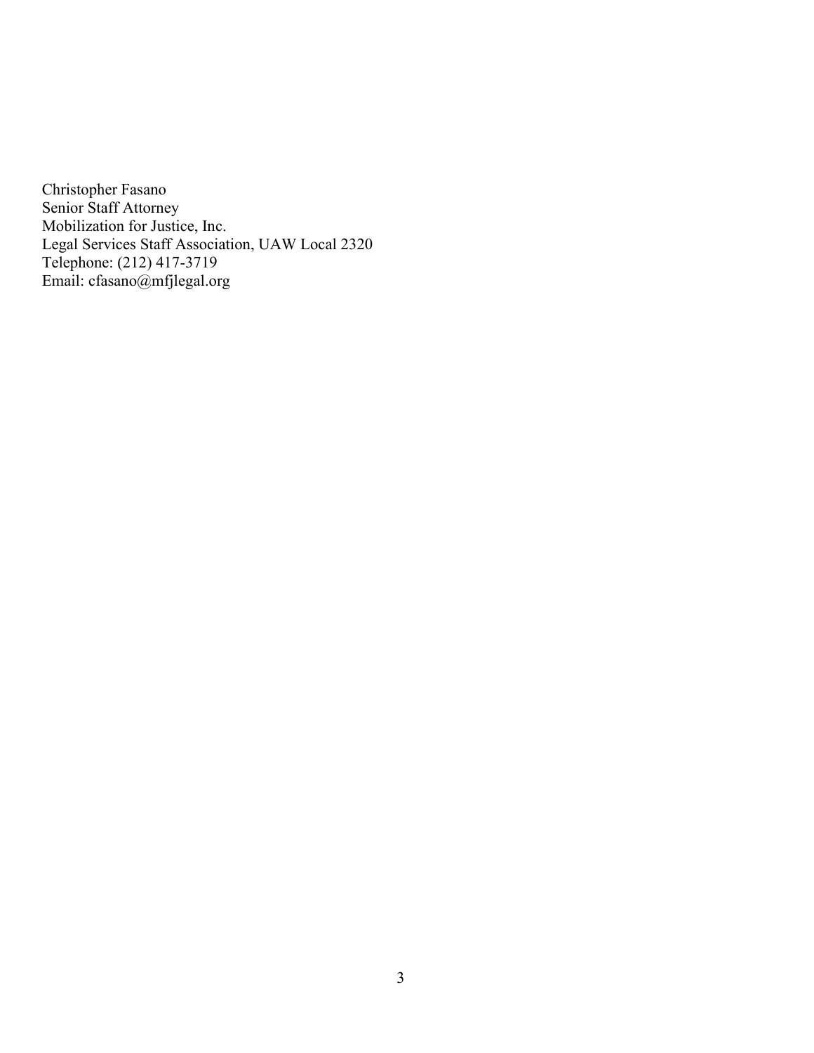Christopher Fasano  
Senior Staff Attorney  
Mobilization for Justice, Inc.  
Legal Services Staff Association, UAW Local 2320  
Telephone: (212) 417-3719  
Email: cfasano@mfjlegal.org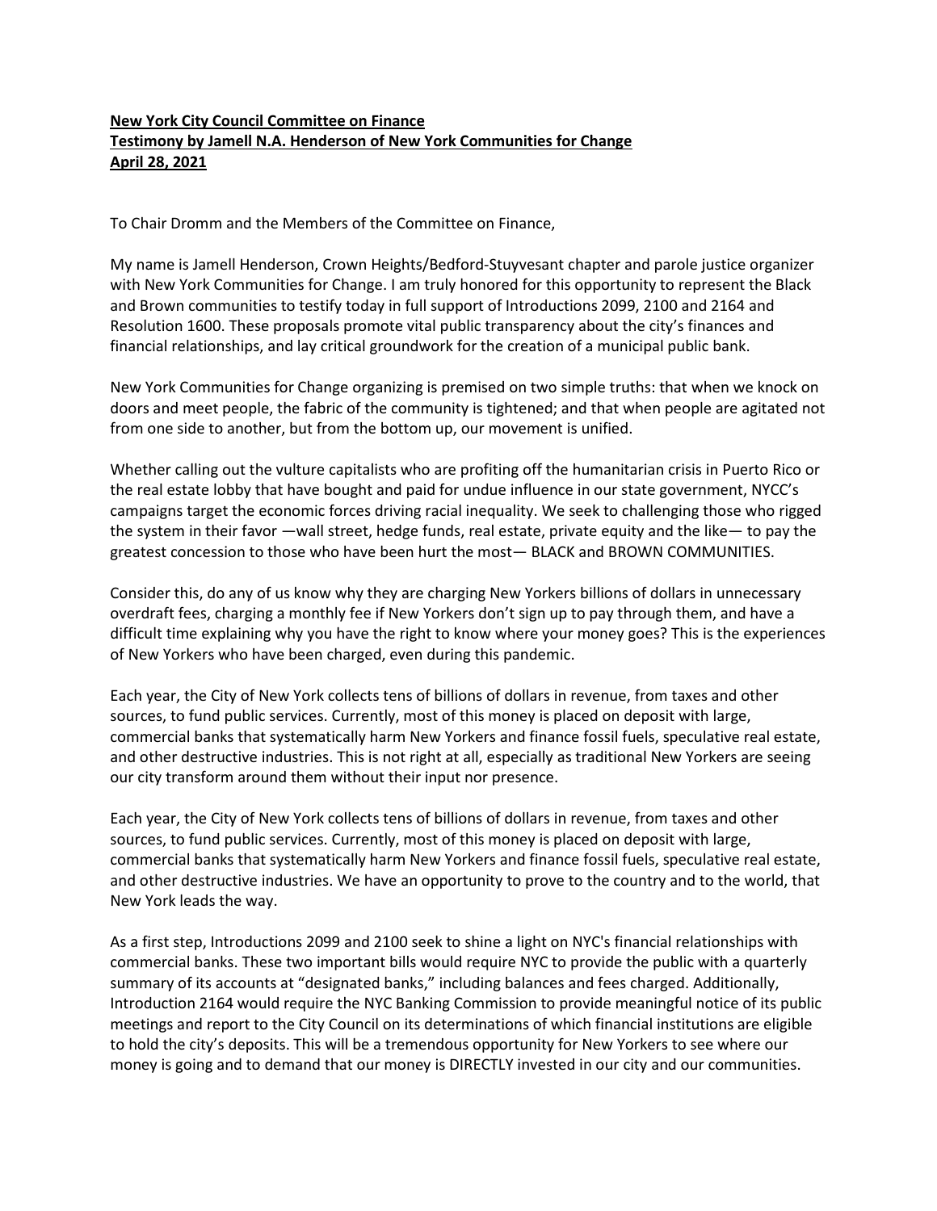**New York City Council Committee on Finance**
**Testimony by Jamell N.A. Henderson of New York Communities for Change**
**April 28, 2021**

To Chair Dromm and the Members of the Committee on Finance,

My name is Jamell Henderson, Crown Heights/Bedford-Stuyvesant chapter and parole justice organizer with New York Communities for Change. I am truly honored for this opportunity to represent the Black and Brown communities to testify today in full support of Introductions 2099, 2100 and 2164 and Resolution 1600. These proposals promote vital public transparency about the city's finances and financial relationships, and lay critical groundwork for the creation of a municipal public bank.

New York Communities for Change organizing is premised on two simple truths: that when we knock on doors and meet people, the fabric of the community is tightened; and that when people are agitated not from one side to another, but from the bottom up, our movement is unified.

Whether calling out the vulture capitalists who are profiting off the humanitarian crisis in Puerto Rico or the real estate lobby that have bought and paid for undue influence in our state government, NYCC's campaigns target the economic forces driving racial inequality. We seek to challenging those who rigged the system in their favor —wall street, hedge funds, real estate, private equity and the like— to pay the greatest concession to those who have been hurt the most— BLACK and BROWN COMMUNITIES.

Consider this, do any of us know why they are charging New Yorkers billions of dollars in unnecessary overdraft fees, charging a monthly fee if New Yorkers don't sign up to pay through them, and have a difficult time explaining why you have the right to know where your money goes? This is the experiences of New Yorkers who have been charged, even during this pandemic.

Each year, the City of New York collects tens of billions of dollars in revenue, from taxes and other sources, to fund public services. Currently, most of this money is placed on deposit with large, commercial banks that systematically harm New Yorkers and finance fossil fuels, speculative real estate, and other destructive industries. This is not right at all, especially as traditional New Yorkers are seeing our city transform around them without their input nor presence.

Each year, the City of New York collects tens of billions of dollars in revenue, from taxes and other sources, to fund public services. Currently, most of this money is placed on deposit with large, commercial banks that systematically harm New Yorkers and finance fossil fuels, speculative real estate, and other destructive industries. We have an opportunity to prove to the country and to the world, that New York leads the way.

As a first step, Introductions 2099 and 2100 seek to shine a light on NYC's financial relationships with commercial banks. These two important bills would require NYC to provide the public with a quarterly summary of its accounts at "designated banks," including balances and fees charged. Additionally, Introduction 2164 would require the NYC Banking Commission to provide meaningful notice of its public meetings and report to the City Council on its determinations of which financial institutions are eligible to hold the city's deposits. This will be a tremendous opportunity for New Yorkers to see where our money is going and to demand that our money is DIRECTLY invested in our city and our communities.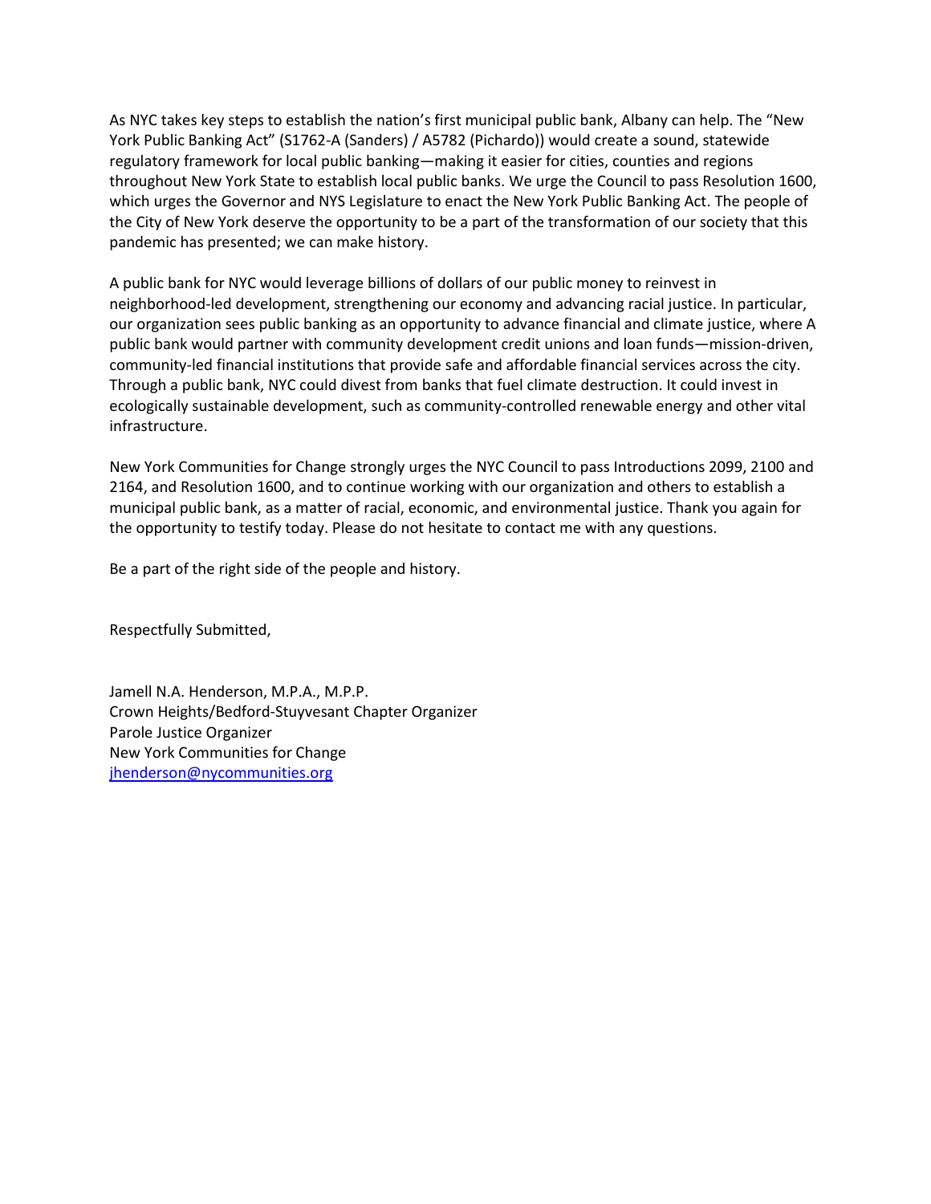As NYC takes key steps to establish the nation's first municipal public bank, Albany can help. The "New York Public Banking Act" (S1762-A (Sanders) / A5782 (Pichardo)) would create a sound, statewide regulatory framework for local public banking—making it easier for cities, counties and regions throughout New York State to establish local public banks. We urge the Council to pass Resolution 1600, which urges the Governor and NYS Legislature to enact the New York Public Banking Act. The people of the City of New York deserve the opportunity to be a part of the transformation of our society that this pandemic has presented; we can make history.

A public bank for NYC would leverage billions of dollars of our public money to reinvest in neighborhood-led development, strengthening our economy and advancing racial justice. In particular, our organization sees public banking as an opportunity to advance financial and climate justice, where A public bank would partner with community development credit unions and loan funds—mission-driven, community-led financial institutions that provide safe and affordable financial services across the city. Through a public bank, NYC could divest from banks that fuel climate destruction. It could invest in ecologically sustainable development, such as community-controlled renewable energy and other vital infrastructure.

New York Communities for Change strongly urges the NYC Council to pass Introductions 2099, 2100 and 2164, and Resolution 1600, and to continue working with our organization and others to establish a municipal public bank, as a matter of racial, economic, and environmental justice. Thank you again for the opportunity to testify today. Please do not hesitate to contact me with any questions.

Be a part of the right side of the people and history.

Respectfully Submitted,

Jamell N.A. Henderson, M.P.A., M.P.P.
Crown Heights/Bedford-Stuyvesant Chapter Organizer
Parole Justice Organizer
New York Communities for Change
jhenderson@nycommunities.org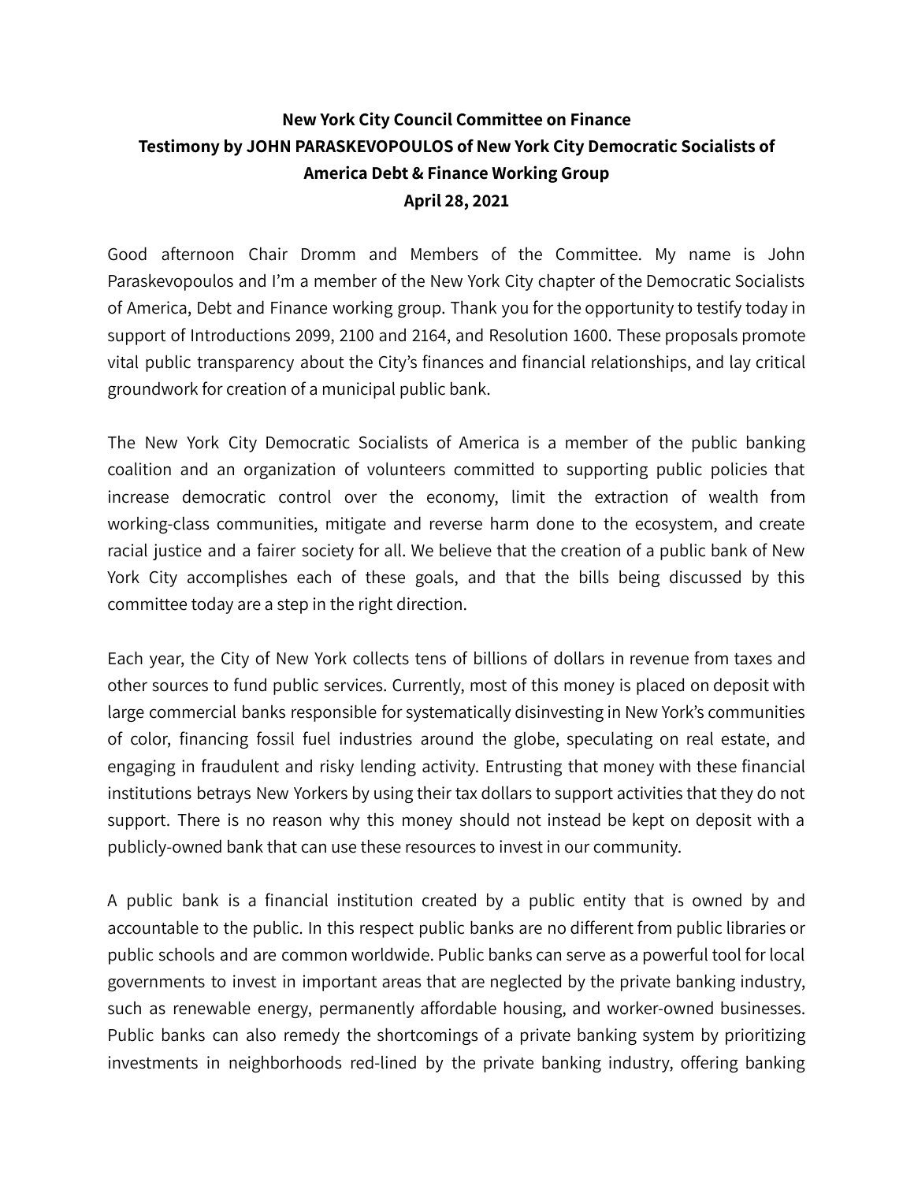**New York City Council Committee on Finance**
**Testimony by JOHN PARASKEVOPOULOS of New York City Democratic Socialists of America Debt & Finance Working Group**
**April 28, 2021**

Good afternoon Chair Dromm and Members of the Committee. My name is John Paraskevopoulos and I'm a member of the New York City chapter of the Democratic Socialists of America, Debt and Finance working group. Thank you for the opportunity to testify today in support of Introductions 2099, 2100 and 2164, and Resolution 1600. These proposals promote vital public transparency about the City's finances and financial relationships, and lay critical groundwork for creation of a municipal public bank.

The New York City Democratic Socialists of America is a member of the public banking coalition and an organization of volunteers committed to supporting public policies that increase democratic control over the economy, limit the extraction of wealth from working-class communities, mitigate and reverse harm done to the ecosystem, and create racial justice and a fairer society for all. We believe that the creation of a public bank of New York City accomplishes each of these goals, and that the bills being discussed by this committee today are a step in the right direction.

Each year, the City of New York collects tens of billions of dollars in revenue from taxes and other sources to fund public services. Currently, most of this money is placed on deposit with large commercial banks responsible for systematically disinvesting in New York's communities of color, financing fossil fuel industries around the globe, speculating on real estate, and engaging in fraudulent and risky lending activity. Entrusting that money with these financial institutions betrays New Yorkers by using their tax dollars to support activities that they do not support. There is no reason why this money should not instead be kept on deposit with a publicly-owned bank that can use these resources to invest in our community.

A public bank is a financial institution created by a public entity that is owned by and accountable to the public. In this respect public banks are no different from public libraries or public schools and are common worldwide. Public banks can serve as a powerful tool for local governments to invest in important areas that are neglected by the private banking industry, such as renewable energy, permanently affordable housing, and worker-owned businesses. Public banks can also remedy the shortcomings of a private banking system by prioritizing investments in neighborhoods red-lined by the private banking industry, offering banking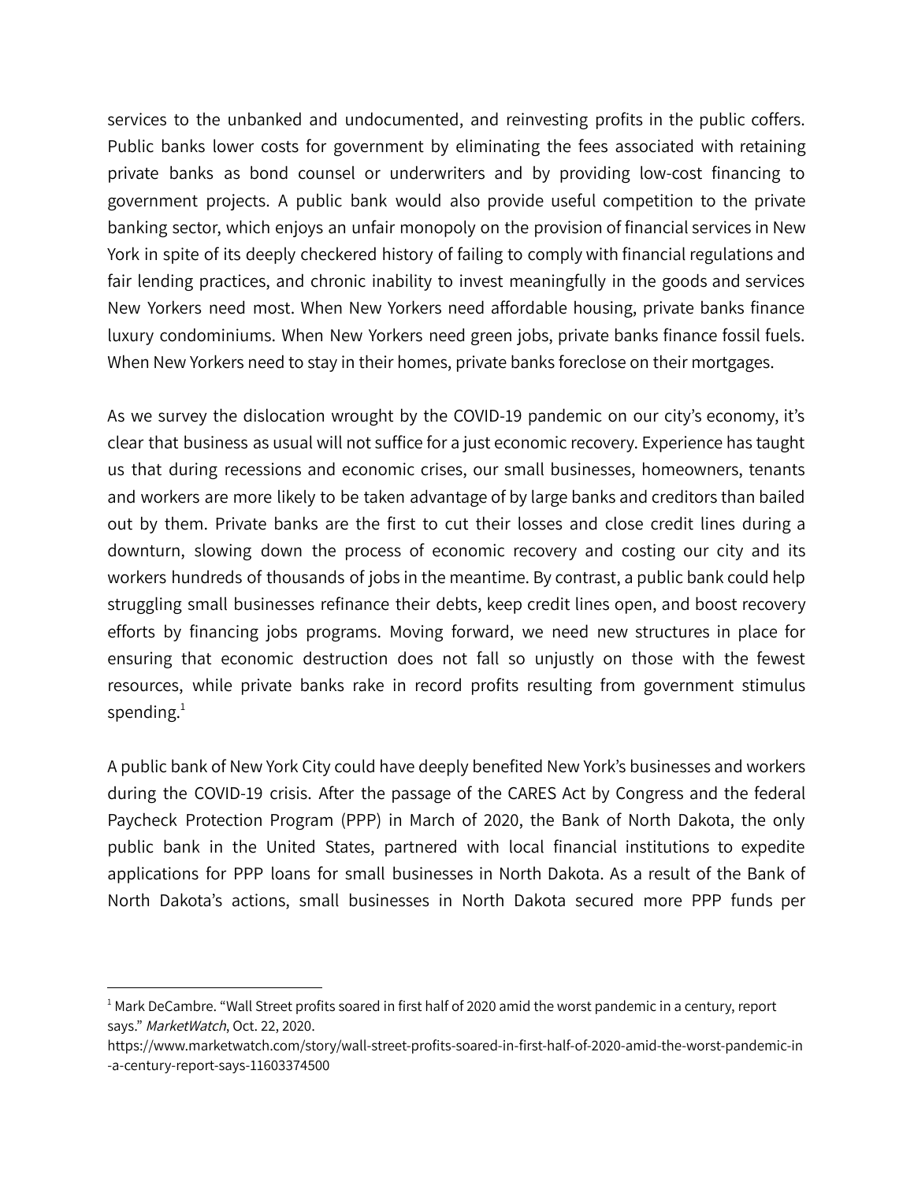services to the unbanked and undocumented, and reinvesting profits in the public coffers. Public banks lower costs for government by eliminating the fees associated with retaining private banks as bond counsel or underwriters and by providing low-cost financing to government projects. A public bank would also provide useful competition to the private banking sector, which enjoys an unfair monopoly on the provision of financial services in New York in spite of its deeply checkered history of failing to comply with financial regulations and fair lending practices, and chronic inability to invest meaningfully in the goods and services New Yorkers need most. When New Yorkers need affordable housing, private banks finance luxury condominiums. When New Yorkers need green jobs, private banks finance fossil fuels. When New Yorkers need to stay in their homes, private banks foreclose on their mortgages.

As we survey the dislocation wrought by the COVID-19 pandemic on our city's economy, it's clear that business as usual will not suffice for a just economic recovery. Experience has taught us that during recessions and economic crises, our small businesses, homeowners, tenants and workers are more likely to be taken advantage of by large banks and creditors than bailed out by them. Private banks are the first to cut their losses and close credit lines during a downturn, slowing down the process of economic recovery and costing our city and its workers hundreds of thousands of jobs in the meantime. By contrast, a public bank could help struggling small businesses refinance their debts, keep credit lines open, and boost recovery efforts by financing jobs programs. Moving forward, we need new structures in place for ensuring that economic destruction does not fall so unjustly on those with the fewest resources, while private banks rake in record profits resulting from government stimulus spending.[1]

A public bank of New York City could have deeply benefited New York's businesses and workers during the COVID-19 crisis. After the passage of the CARES Act by Congress and the federal Paycheck Protection Program (PPP) in March of 2020, the Bank of North Dakota, the only public bank in the United States, partnered with local financial institutions to expedite applications for PPP loans for small businesses in North Dakota. As a result of the Bank of North Dakota's actions, small businesses in North Dakota secured more PPP funds per

---

[1] Mark DeCambre. "Wall Street profits soared in first half of 2020 amid the worst pandemic in a century, report says." *MarketWatch*, Oct. 22, 2020. https://www.marketwatch.com/story/wall-street-profits-soared-in-first-half-of-2020-amid-the-worst-pandemic-in-a-century-report-says-11603374500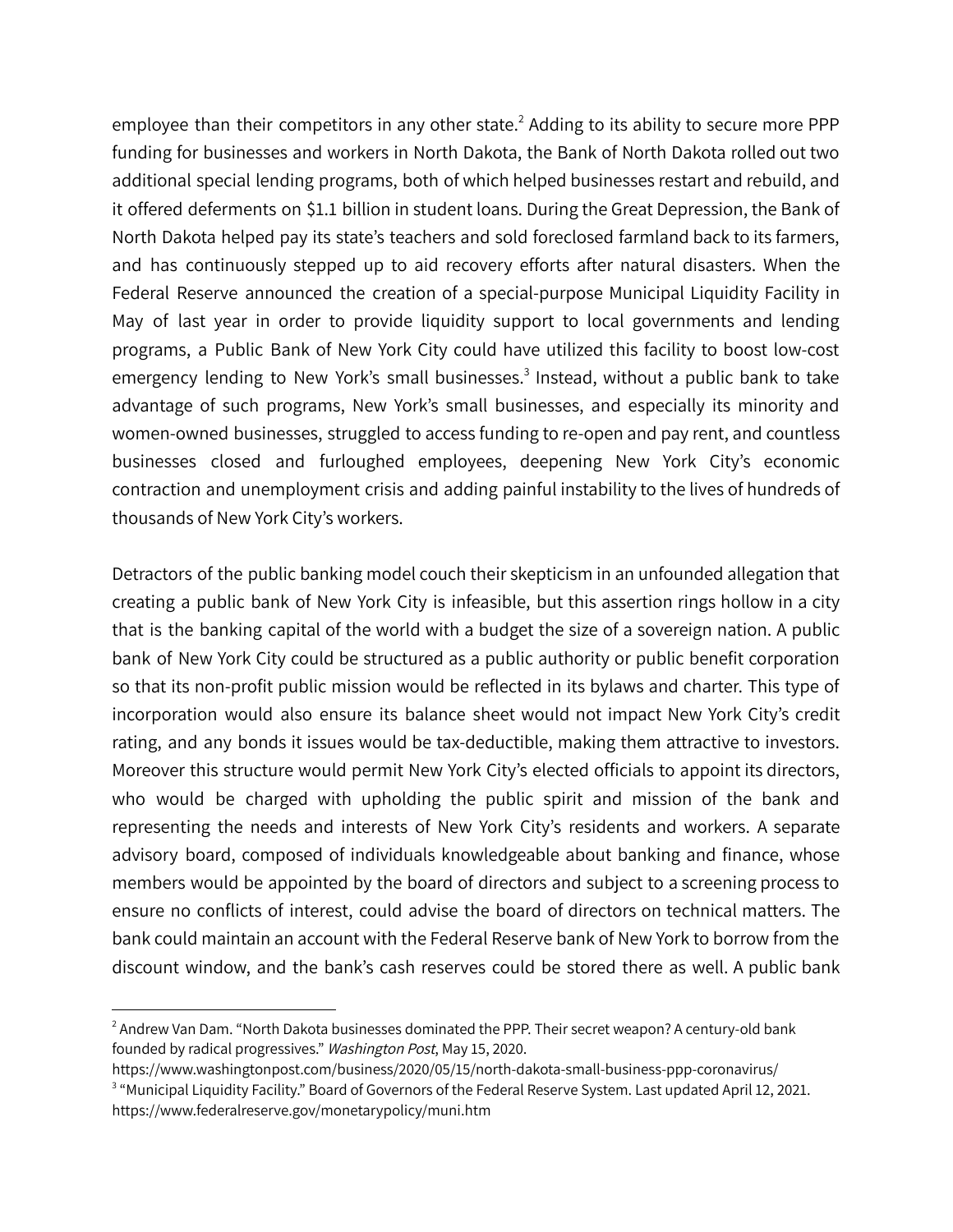employee than their competitors in any other state.[2] Adding to its ability to secure more PPP funding for businesses and workers in North Dakota, the Bank of North Dakota rolled out two additional special lending programs, both of which helped businesses restart and rebuild, and it offered deferments on $1.1 billion in student loans. During the Great Depression, the Bank of North Dakota helped pay its state's teachers and sold foreclosed farmland back to its farmers, and has continuously stepped up to aid recovery efforts after natural disasters. When the Federal Reserve announced the creation of a special-purpose Municipal Liquidity Facility in May of last year in order to provide liquidity support to local governments and lending programs, a Public Bank of New York City could have utilized this facility to boost low-cost emergency lending to New York's small businesses.[3] Instead, without a public bank to take advantage of such programs, New York's small businesses, and especially its minority and women-owned businesses, struggled to access funding to re-open and pay rent, and countless businesses closed and furloughed employees, deepening New York City's economic contraction and unemployment crisis and adding painful instability to the lives of hundreds of thousands of New York City's workers.

Detractors of the public banking model couch their skepticism in an unfounded allegation that creating a public bank of New York City is infeasible, but this assertion rings hollow in a city that is the banking capital of the world with a budget the size of a sovereign nation. A public bank of New York City could be structured as a public authority or public benefit corporation so that its non-profit public mission would be reflected in its bylaws and charter. This type of incorporation would also ensure its balance sheet would not impact New York City's credit rating, and any bonds it issues would be tax-deductible, making them attractive to investors. Moreover this structure would permit New York City's elected officials to appoint its directors, who would be charged with upholding the public spirit and mission of the bank and representing the needs and interests of New York City's residents and workers. A separate advisory board, composed of individuals knowledgeable about banking and finance, whose members would be appointed by the board of directors and subject to a screening process to ensure no conflicts of interest, could advise the board of directors on technical matters. The bank could maintain an account with the Federal Reserve bank of New York to borrow from the discount window, and the bank's cash reserves could be stored there as well. A public bank

---

[2] Andrew Van Dam. "North Dakota businesses dominated the PPP. Their secret weapon? A century-old bank founded by radical progressives." *Washington Post*, May 15, 2020. https://www.washingtonpost.com/business/2020/05/15/north-dakota-small-business-ppp-coronavirus/

[3] "Municipal Liquidity Facility." Board of Governors of the Federal Reserve System. Last updated April 12, 2021. https://www.federalreserve.gov/monetarypolicy/muni.htm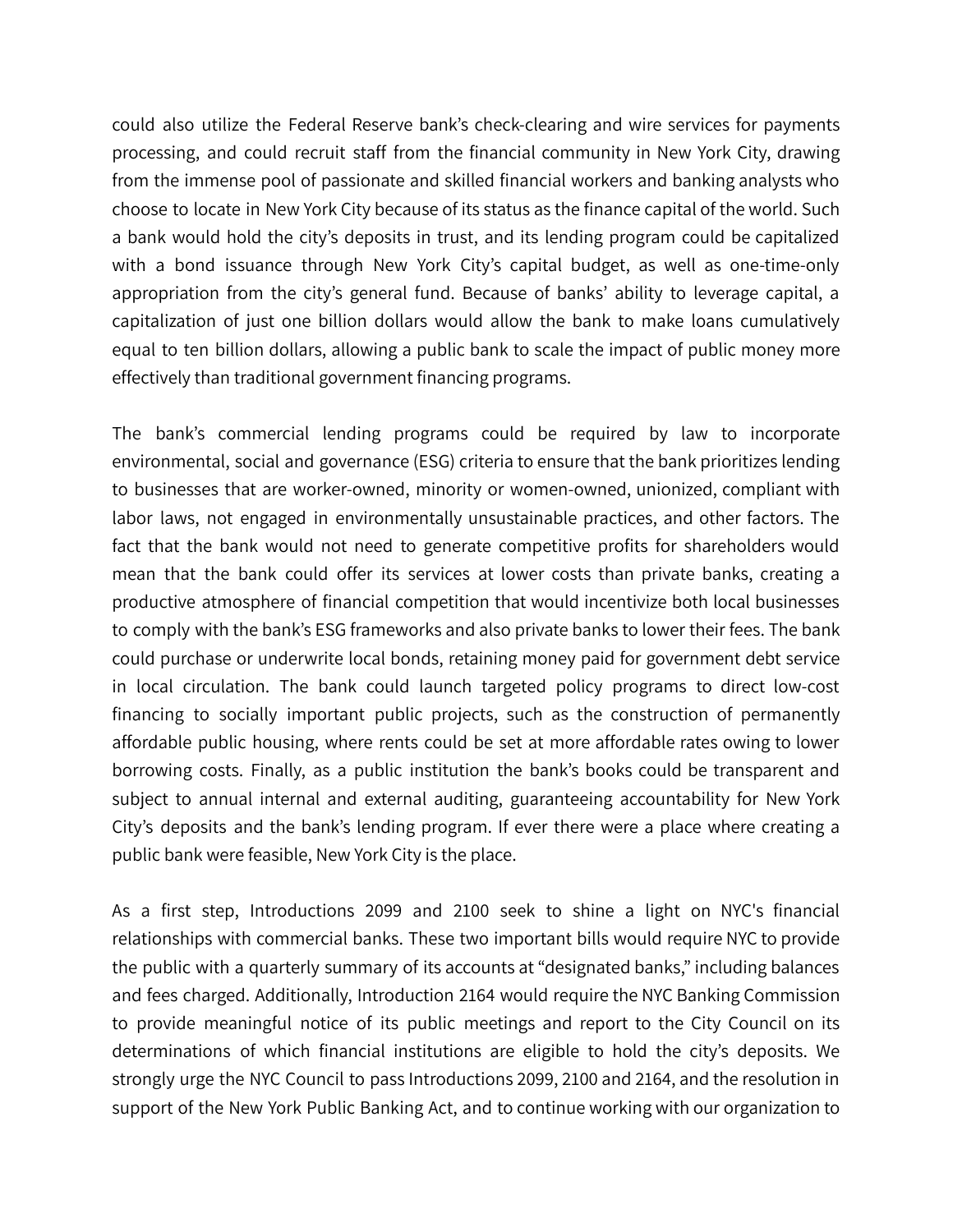could also utilize the Federal Reserve bank's check-clearing and wire services for payments processing, and could recruit staff from the financial community in New York City, drawing from the immense pool of passionate and skilled financial workers and banking analysts who choose to locate in New York City because of its status as the finance capital of the world. Such a bank would hold the city's deposits in trust, and its lending program could be capitalized with a bond issuance through New York City's capital budget, as well as one-time-only appropriation from the city's general fund. Because of banks' ability to leverage capital, a capitalization of just one billion dollars would allow the bank to make loans cumulatively equal to ten billion dollars, allowing a public bank to scale the impact of public money more effectively than traditional government financing programs.

The bank's commercial lending programs could be required by law to incorporate environmental, social and governance (ESG) criteria to ensure that the bank prioritizes lending to businesses that are worker-owned, minority or women-owned, unionized, compliant with labor laws, not engaged in environmentally unsustainable practices, and other factors. The fact that the bank would not need to generate competitive profits for shareholders would mean that the bank could offer its services at lower costs than private banks, creating a productive atmosphere of financial competition that would incentivize both local businesses to comply with the bank's ESG frameworks and also private banks to lower their fees. The bank could purchase or underwrite local bonds, retaining money paid for government debt service in local circulation. The bank could launch targeted policy programs to direct low-cost financing to socially important public projects, such as the construction of permanently affordable public housing, where rents could be set at more affordable rates owing to lower borrowing costs. Finally, as a public institution the bank's books could be transparent and subject to annual internal and external auditing, guaranteeing accountability for New York City's deposits and the bank's lending program. If ever there were a place where creating a public bank were feasible, New York City is the place.

As a first step, Introductions 2099 and 2100 seek to shine a light on NYC's financial relationships with commercial banks. These two important bills would require NYC to provide the public with a quarterly summary of its accounts at "designated banks," including balances and fees charged. Additionally, Introduction 2164 would require the NYC Banking Commission to provide meaningful notice of its public meetings and report to the City Council on its determinations of which financial institutions are eligible to hold the city's deposits. We strongly urge the NYC Council to pass Introductions 2099, 2100 and 2164, and the resolution in support of the New York Public Banking Act, and to continue working with our organization to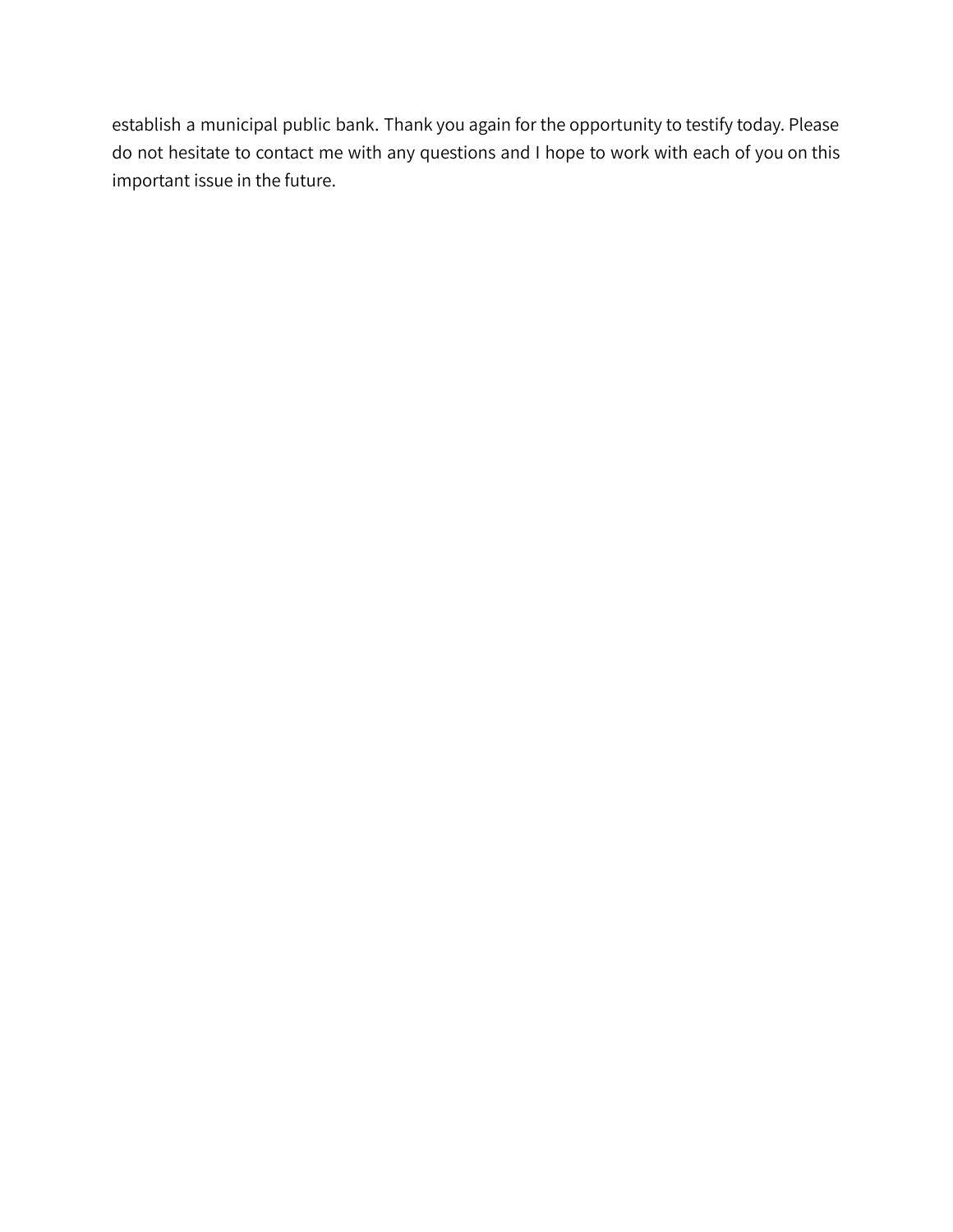establish a municipal public bank. Thank you again for the opportunity to testify today. Please do not hesitate to contact me with any questions and I hope to work with each of you on this important issue in the future.